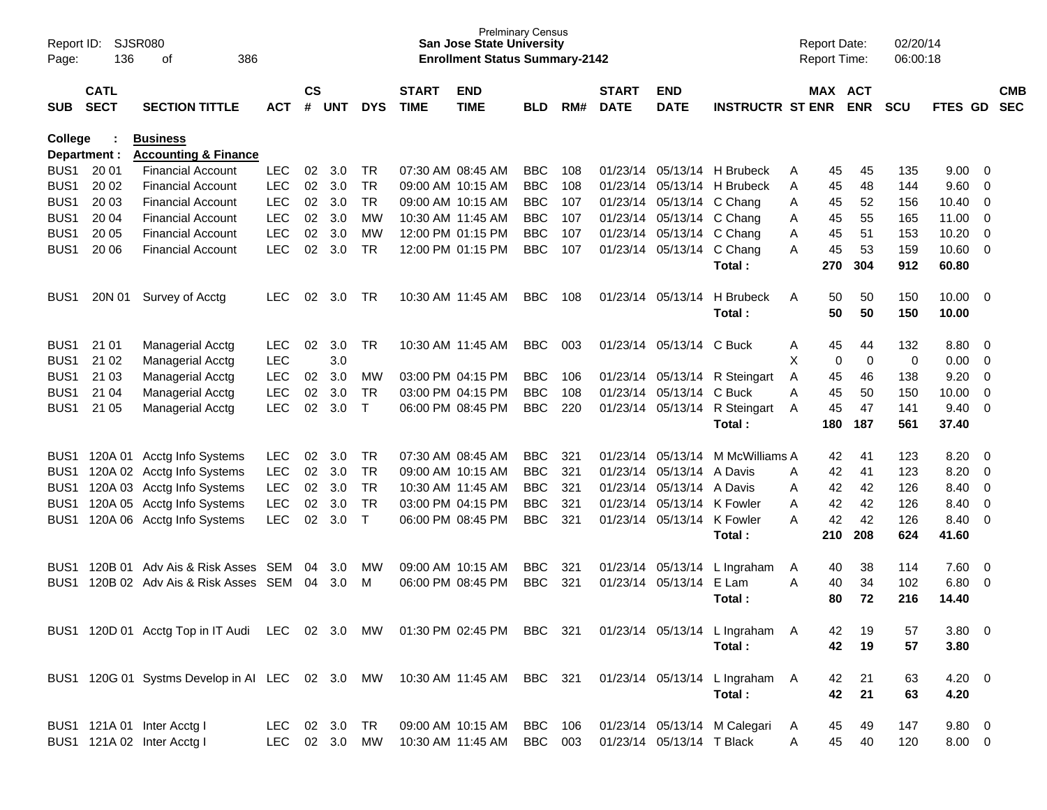Report ID: SJSR080
Page: 136 of 386

Prelminary Census
**San Jose State University**
**Enrollment Status Summary-2142**

Report Date: 02/20/14
Report Time: 06:00:18

**College : Business**
**Department : Accounting & Finance**

| SUB | CATL SECT | SECTION TITTLE | ACT | CS # | UNT | DYS | START TIME | END TIME | BLD | RM# | START DATE | END DATE | INSTRUCTR | ST | MAX ENR | ACT ENR | SCU | FTES | GD | CMB SEC |
|---|---|---|---|---|---|---|---|---|---|---|---|---|---|---|---|---|---|---|---|---|
| BUS1 | 20 01 | Financial Account | LEC | 02 | 3.0 | TR | 07:30 AM | 08:45 AM | BBC | 108 | 01/23/14 | 05/13/14 | H Brubeck | A | 45 | 45 | 135 | 9.00 | 0 | |
| BUS1 | 20 02 | Financial Account | LEC | 02 | 3.0 | TR | 09:00 AM | 10:15 AM | BBC | 108 | 01/23/14 | 05/13/14 | H Brubeck | A | 45 | 48 | 144 | 9.60 | 0 | |
| BUS1 | 20 03 | Financial Account | LEC | 02 | 3.0 | TR | 09:00 AM | 10:15 AM | BBC | 107 | 01/23/14 | 05/13/14 | C Chang | A | 45 | 52 | 156 | 10.40 | 0 | |
| BUS1 | 20 04 | Financial Account | LEC | 02 | 3.0 | MW | 10:30 AM | 11:45 AM | BBC | 107 | 01/23/14 | 05/13/14 | C Chang | A | 45 | 55 | 165 | 11.00 | 0 | |
| BUS1 | 20 05 | Financial Account | LEC | 02 | 3.0 | MW | 12:00 PM | 01:15 PM | BBC | 107 | 01/23/14 | 05/13/14 | C Chang | A | 45 | 51 | 153 | 10.20 | 0 | |
| BUS1 | 20 06 | Financial Account | LEC | 02 | 3.0 | TR | 12:00 PM | 01:15 PM | BBC | 107 | 01/23/14 | 05/13/14 | C Chang | A | 45 | 53 | 159 | 10.60 | 0 | |
| | | | | | | | | | | | | | **Total :** | | **270** | **304** | **912** | **60.80** | | |
| BUS1 | 20N 01 | Survey of Acctg | LEC | 02 | 3.0 | TR | 10:30 AM | 11:45 AM | BBC | 108 | 01/23/14 | 05/13/14 | H Brubeck | A | 50 | 50 | 150 | 10.00 | 0 | |
| | | | | | | | | | | | | | **Total :** | | **50** | **50** | **150** | **10.00** | | |
| BUS1 | 21 01 | Managerial Acctg | LEC | 02 | 3.0 | TR | 10:30 AM | 11:45 AM | BBC | 003 | 01/23/14 | 05/13/14 | C Buck | A | 45 | 44 | 132 | 8.80 | 0 | |
| BUS1 | 21 02 | Managerial Acctg | LEC | | 3.0 | | | | | | | | | X | 0 | 0 | 0 | 0.00 | 0 | |
| BUS1 | 21 03 | Managerial Acctg | LEC | 02 | 3.0 | MW | 03:00 PM | 04:15 PM | BBC | 106 | 01/23/14 | 05/13/14 | R Steingart | A | 45 | 46 | 138 | 9.20 | 0 | |
| BUS1 | 21 04 | Managerial Acctg | LEC | 02 | 3.0 | TR | 03:00 PM | 04:15 PM | BBC | 108 | 01/23/14 | 05/13/14 | C Buck | A | 45 | 50 | 150 | 10.00 | 0 | |
| BUS1 | 21 05 | Managerial Acctg | LEC | 02 | 3.0 | T | 06:00 PM | 08:45 PM | BBC | 220 | 01/23/14 | 05/13/14 | R Steingart | A | 45 | 47 | 141 | 9.40 | 0 | |
| | | | | | | | | | | | | | **Total :** | | **180** | **187** | **561** | **37.40** | | |
| BUS1 | 120A 01 | Acctg Info Systems | LEC | 02 | 3.0 | TR | 07:30 AM | 08:45 AM | BBC | 321 | 01/23/14 | 05/13/14 | M McWilliams | A | 42 | 41 | 123 | 8.20 | 0 | |
| BUS1 | 120A 02 | Acctg Info Systems | LEC | 02 | 3.0 | TR | 09:00 AM | 10:15 AM | BBC | 321 | 01/23/14 | 05/13/14 | A Davis | A | 42 | 41 | 123 | 8.20 | 0 | |
| BUS1 | 120A 03 | Acctg Info Systems | LEC | 02 | 3.0 | TR | 10:30 AM | 11:45 AM | BBC | 321 | 01/23/14 | 05/13/14 | A Davis | A | 42 | 42 | 126 | 8.40 | 0 | |
| BUS1 | 120A 05 | Acctg Info Systems | LEC | 02 | 3.0 | TR | 03:00 PM | 04:15 PM | BBC | 321 | 01/23/14 | 05/13/14 | K Fowler | A | 42 | 42 | 126 | 8.40 | 0 | |
| BUS1 | 120A 06 | Acctg Info Systems | LEC | 02 | 3.0 | T | 06:00 PM | 08:45 PM | BBC | 321 | 01/23/14 | 05/13/14 | K Fowler | A | 42 | 42 | 126 | 8.40 | 0 | |
| | | | | | | | | | | | | | **Total :** | | **210** | **208** | **624** | **41.60** | | |
| BUS1 | 120B 01 | Adv Ais & Risk Asses | SEM | 04 | 3.0 | MW | 09:00 AM | 10:15 AM | BBC | 321 | 01/23/14 | 05/13/14 | L Ingraham | A | 40 | 38 | 114 | 7.60 | 0 | |
| BUS1 | 120B 02 | Adv Ais & Risk Asses | SEM | 04 | 3.0 | M | 06:00 PM | 08:45 PM | BBC | 321 | 01/23/14 | 05/13/14 | E Lam | A | 40 | 34 | 102 | 6.80 | 0 | |
| | | | | | | | | | | | | | **Total :** | | **80** | **72** | **216** | **14.40** | | |
| BUS1 | 120D 01 | Acctg Top in IT Audi | LEC | 02 | 3.0 | MW | 01:30 PM | 02:45 PM | BBC | 321 | 01/23/14 | 05/13/14 | L Ingraham | A | 42 | 19 | 57 | 3.80 | 0 | |
| | | | | | | | | | | | | | **Total :** | | **42** | **19** | **57** | **3.80** | | |
| BUS1 | 120G 01 | Systms Develop in AI | LEC | 02 | 3.0 | MW | 10:30 AM | 11:45 AM | BBC | 321 | 01/23/14 | 05/13/14 | L Ingraham | A | 42 | 21 | 63 | 4.20 | 0 | |
| | | | | | | | | | | | | | **Total :** | | **42** | **21** | **63** | **4.20** | | |
| BUS1 | 121A 01 | Inter Acctg I | LEC | 02 | 3.0 | TR | 09:00 AM | 10:15 AM | BBC | 106 | 01/23/14 | 05/13/14 | M Calegari | A | 45 | 49 | 147 | 9.80 | 0 | |
| BUS1 | 121A 02 | Inter Acctg I | LEC | 02 | 3.0 | MW | 10:30 AM | 11:45 AM | BBC | 003 | 01/23/14 | 05/13/14 | T Black | A | 45 | 40 | 120 | 8.00 | 0 | |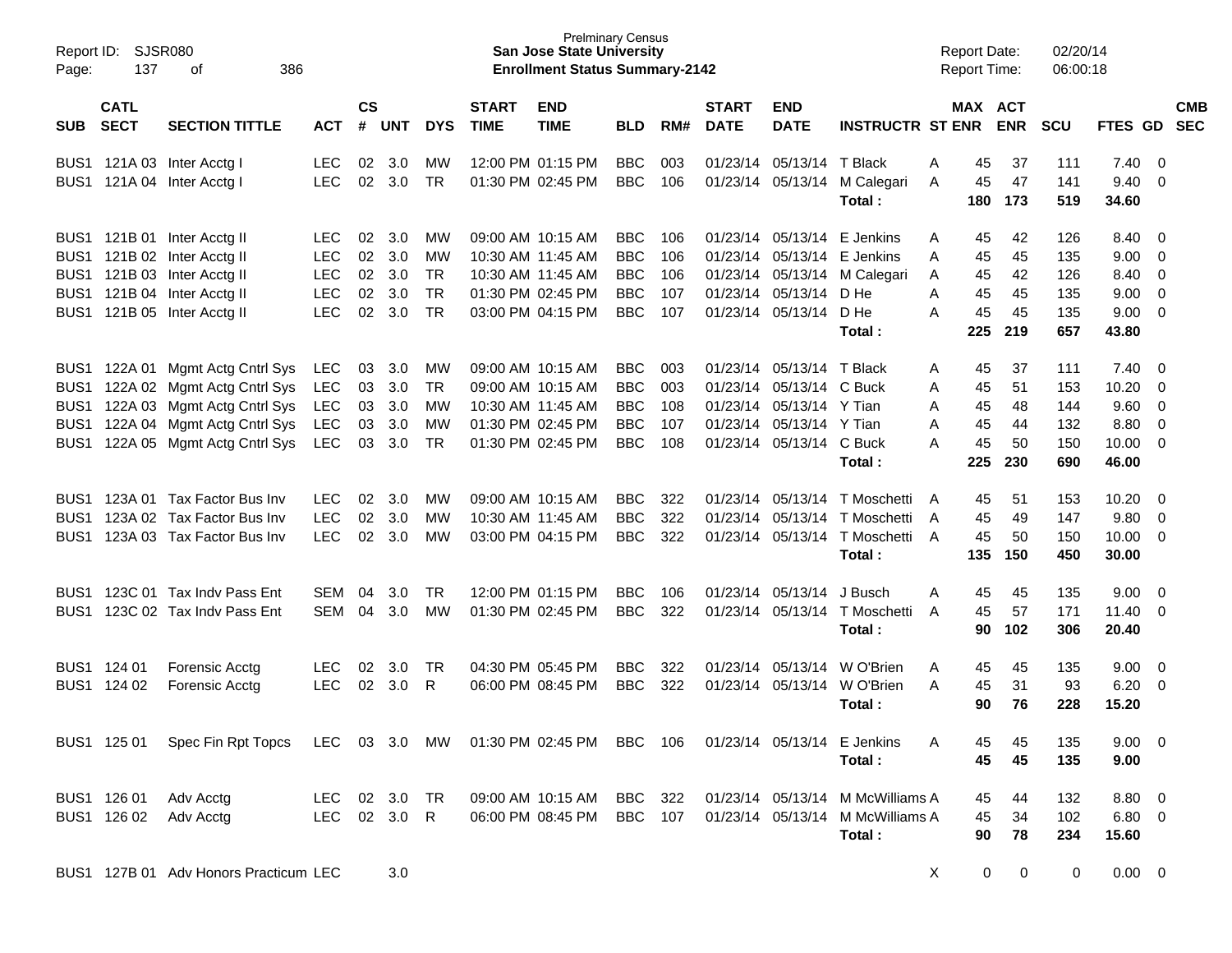| SUB | CATL SECT | SECTION TITTLE | ACT | CS # | UNT | DYS | START TIME | END TIME | BLD | RM# | START DATE | END DATE | INSTRUCTR | ST | MAX ENR | ACT ENR | SCU | FTES | GD | CMB SEC |
|---|---|---|---|---|---|---|---|---|---|---|---|---|---|---|---|---|---|---|---|---|
| BUS1 | 121A 03 | Inter Acctg I | LEC | 02 | 3.0 | MW | 12:00 PM | 01:15 PM | BBC | 003 | 01/23/14 | 05/13/14 | T Black | A | 45 | 37 | 111 | 7.40 | 0 | |
| BUS1 | 121A 04 | Inter Acctg I | LEC | 02 | 3.0 | TR | 01:30 PM | 02:45 PM | BBC | 106 | 01/23/14 | 05/13/14 | M Calegari | A | 45 | 47 | 141 | 9.40 | 0 | |
| | | | | | | | | | | | | | **Total :** | | **180** | **173** | **519** | **34.60** | | |
| BUS1 | 121B 01 | Inter Acctg II | LEC | 02 | 3.0 | MW | 09:00 AM | 10:15 AM | BBC | 106 | 01/23/14 | 05/13/14 | E Jenkins | A | 45 | 42 | 126 | 8.40 | 0 | |
| BUS1 | 121B 02 | Inter Acctg II | LEC | 02 | 3.0 | MW | 10:30 AM | 11:45 AM | BBC | 106 | 01/23/14 | 05/13/14 | E Jenkins | A | 45 | 45 | 135 | 9.00 | 0 | |
| BUS1 | 121B 03 | Inter Acctg II | LEC | 02 | 3.0 | TR | 10:30 AM | 11:45 AM | BBC | 106 | 01/23/14 | 05/13/14 | M Calegari | A | 45 | 42 | 126 | 8.40 | 0 | |
| BUS1 | 121B 04 | Inter Acctg II | LEC | 02 | 3.0 | TR | 01:30 PM | 02:45 PM | BBC | 107 | 01/23/14 | 05/13/14 | D He | A | 45 | 45 | 135 | 9.00 | 0 | |
| BUS1 | 121B 05 | Inter Acctg II | LEC | 02 | 3.0 | TR | 03:00 PM | 04:15 PM | BBC | 107 | 01/23/14 | 05/13/14 | D He | A | 45 | 45 | 135 | 9.00 | 0 | |
| | | | | | | | | | | | | | **Total :** | | **225** | **219** | **657** | **43.80** | | |
| BUS1 | 122A 01 | Mgmt Actg Cntrl Sys | LEC | 03 | 3.0 | MW | 09:00 AM | 10:15 AM | BBC | 003 | 01/23/14 | 05/13/14 | T Black | A | 45 | 37 | 111 | 7.40 | 0 | |
| BUS1 | 122A 02 | Mgmt Actg Cntrl Sys | LEC | 03 | 3.0 | TR | 09:00 AM | 10:15 AM | BBC | 003 | 01/23/14 | 05/13/14 | C Buck | A | 45 | 51 | 153 | 10.20 | 0 | |
| BUS1 | 122A 03 | Mgmt Actg Cntrl Sys | LEC | 03 | 3.0 | MW | 10:30 AM | 11:45 AM | BBC | 108 | 01/23/14 | 05/13/14 | Y Tian | A | 45 | 48 | 144 | 9.60 | 0 | |
| BUS1 | 122A 04 | Mgmt Actg Cntrl Sys | LEC | 03 | 3.0 | MW | 01:30 PM | 02:45 PM | BBC | 107 | 01/23/14 | 05/13/14 | Y Tian | A | 45 | 44 | 132 | 8.80 | 0 | |
| BUS1 | 122A 05 | Mgmt Actg Cntrl Sys | LEC | 03 | 3.0 | TR | 01:30 PM | 02:45 PM | BBC | 108 | 01/23/14 | 05/13/14 | C Buck | A | 45 | 50 | 150 | 10.00 | 0 | |
| | | | | | | | | | | | | | **Total :** | | **225** | **230** | **690** | **46.00** | | |
| BUS1 | 123A 01 | Tax Factor Bus Inv | LEC | 02 | 3.0 | MW | 09:00 AM | 10:15 AM | BBC | 322 | 01/23/14 | 05/13/14 | T Moschetti | A | 45 | 51 | 153 | 10.20 | 0 | |
| BUS1 | 123A 02 | Tax Factor Bus Inv | LEC | 02 | 3.0 | MW | 10:30 AM | 11:45 AM | BBC | 322 | 01/23/14 | 05/13/14 | T Moschetti | A | 45 | 49 | 147 | 9.80 | 0 | |
| BUS1 | 123A 03 | Tax Factor Bus Inv | LEC | 02 | 3.0 | MW | 03:00 PM | 04:15 PM | BBC | 322 | 01/23/14 | 05/13/14 | T Moschetti | A | 45 | 50 | 150 | 10.00 | 0 | |
| | | | | | | | | | | | | | **Total :** | | **135** | **150** | **450** | **30.00** | | |
| BUS1 | 123C 01 | Tax Indv Pass Ent | SEM | 04 | 3.0 | TR | 12:00 PM | 01:15 PM | BBC | 106 | 01/23/14 | 05/13/14 | J Busch | A | 45 | 45 | 135 | 9.00 | 0 | |
| BUS1 | 123C 02 | Tax Indv Pass Ent | SEM | 04 | 3.0 | MW | 01:30 PM | 02:45 PM | BBC | 322 | 01/23/14 | 05/13/14 | T Moschetti | A | 45 | 57 | 171 | 11.40 | 0 | |
| | | | | | | | | | | | | | **Total :** | | **90** | **102** | **306** | **20.40** | | |
| BUS1 | 124 01 | Forensic Acctg | LEC | 02 | 3.0 | TR | 04:30 PM | 05:45 PM | BBC | 322 | 01/23/14 | 05/13/14 | W O'Brien | A | 45 | 45 | 135 | 9.00 | 0 | |
| BUS1 | 124 02 | Forensic Acctg | LEC | 02 | 3.0 | R | 06:00 PM | 08:45 PM | BBC | 322 | 01/23/14 | 05/13/14 | W O'Brien | A | 45 | 31 | 93 | 6.20 | 0 | |
| | | | | | | | | | | | | | **Total :** | | **90** | **76** | **228** | **15.20** | | |
| BUS1 | 125 01 | Spec Fin Rpt Topcs | LEC | 03 | 3.0 | MW | 01:30 PM | 02:45 PM | BBC | 106 | 01/23/14 | 05/13/14 | E Jenkins | A | 45 | 45 | 135 | 9.00 | 0 | |
| | | | | | | | | | | | | | **Total :** | | **45** | **45** | **135** | **9.00** | | |
| BUS1 | 126 01 | Adv Acctg | LEC | 02 | 3.0 | TR | 09:00 AM | 10:15 AM | BBC | 322 | 01/23/14 | 05/13/14 | M McWilliams | A | 45 | 44 | 132 | 8.80 | 0 | |
| BUS1 | 126 02 | Adv Acctg | LEC | 02 | 3.0 | R | 06:00 PM | 08:45 PM | BBC | 107 | 01/23/14 | 05/13/14 | M McWilliams | A | 45 | 34 | 102 | 6.80 | 0 | |
| | | | | | | | | | | | | | **Total :** | | **90** | **78** | **234** | **15.60** | | |
| BUS1 | 127B 01 | Adv Honors Practicum | LEC | | 3.0 | | | | | | | | | X | 0 | 0 | 0 | 0.00 | 0 | |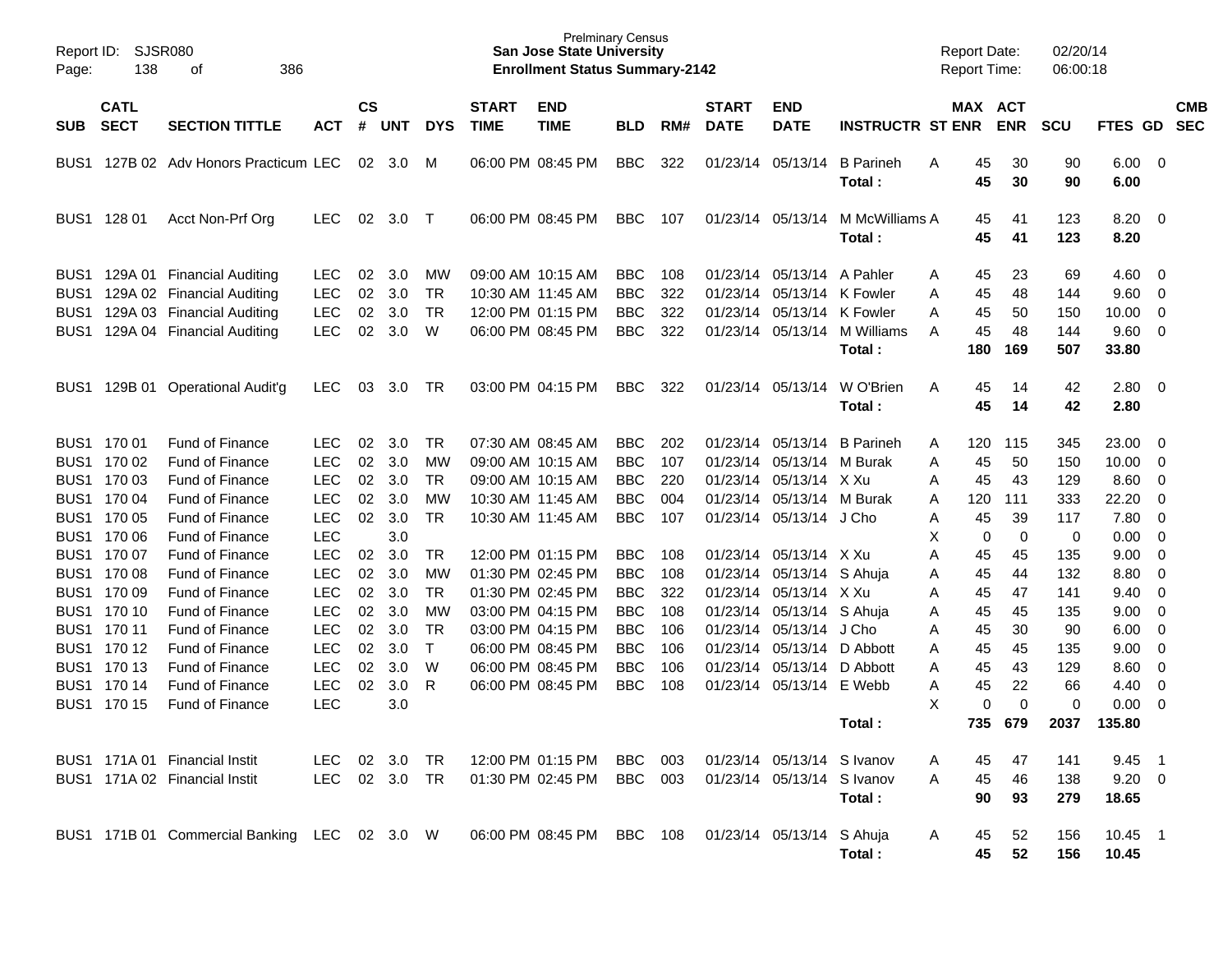Prelminary Census
**San Jose State University**
**Enrollment Status Summary-2142**

Report ID: SJSR080
Report Date: 02/20/14
Report Time: 06:00:18

| SUB | CATL SECT | SECTION TITTLE | ACT | CS # | UNT | DYS | START TIME | END TIME | BLD | RM# | START DATE | END DATE | INSTRUCTR | ST | MAX ENR | ACT ENR | SCU | FTES | GD | CMB SEC |
|---|---|---|---|---|---|---|---|---|---|---|---|---|---|---|---|---|---|---|---|---|
| BUS1 | 127B 02 | Adv Honors Practicum | LEC | 02 | 3.0 | M | 06:00 PM | 08:45 PM | BBC | 322 | 01/23/14 | 05/13/14 | B Parineh | A | 45 | 30 | 90 | 6.00 | 0 | |
| | | | | | | | | | | | | | **Total :** | | **45** | **30** | **90** | **6.00** | | |
| BUS1 | 128 01 | Acct Non-Prf Org | LEC | 02 | 3.0 | T | 06:00 PM | 08:45 PM | BBC | 107 | 01/23/14 | 05/13/14 | M McWilliams | A | 45 | 41 | 123 | 8.20 | 0 | |
| | | | | | | | | | | | | | **Total :** | | **45** | **41** | **123** | **8.20** | | |
| BUS1 | 129A 01 | Financial Auditing | LEC | 02 | 3.0 | MW | 09:00 AM | 10:15 AM | BBC | 108 | 01/23/14 | 05/13/14 | A Pahler | A | 45 | 23 | 69 | 4.60 | 0 | |
| BUS1 | 129A 02 | Financial Auditing | LEC | 02 | 3.0 | TR | 10:30 AM | 11:45 AM | BBC | 322 | 01/23/14 | 05/13/14 | K Fowler | A | 45 | 48 | 144 | 9.60 | 0 | |
| BUS1 | 129A 03 | Financial Auditing | LEC | 02 | 3.0 | TR | 12:00 PM | 01:15 PM | BBC | 322 | 01/23/14 | 05/13/14 | K Fowler | A | 45 | 50 | 150 | 10.00 | 0 | |
| BUS1 | 129A 04 | Financial Auditing | LEC | 02 | 3.0 | W | 06:00 PM | 08:45 PM | BBC | 322 | 01/23/14 | 05/13/14 | M Williams | A | 45 | 48 | 144 | 9.60 | 0 | |
| | | | | | | | | | | | | | **Total :** | | **180** | **169** | **507** | **33.80** | | |
| BUS1 | 129B 01 | Operational Audit'g | LEC | 03 | 3.0 | TR | 03:00 PM | 04:15 PM | BBC | 322 | 01/23/14 | 05/13/14 | W O'Brien | A | 45 | 14 | 42 | 2.80 | 0 | |
| | | | | | | | | | | | | | **Total :** | | **45** | **14** | **42** | **2.80** | | |
| BUS1 | 170 01 | Fund of Finance | LEC | 02 | 3.0 | TR | 07:30 AM | 08:45 AM | BBC | 202 | 01/23/14 | 05/13/14 | B Parineh | A | 120 | 115 | 345 | 23.00 | 0 | |
| BUS1 | 170 02 | Fund of Finance | LEC | 02 | 3.0 | MW | 09:00 AM | 10:15 AM | BBC | 107 | 01/23/14 | 05/13/14 | M Burak | A | 45 | 50 | 150 | 10.00 | 0 | |
| BUS1 | 170 03 | Fund of Finance | LEC | 02 | 3.0 | TR | 09:00 AM | 10:15 AM | BBC | 220 | 01/23/14 | 05/13/14 | X Xu | A | 45 | 43 | 129 | 8.60 | 0 | |
| BUS1 | 170 04 | Fund of Finance | LEC | 02 | 3.0 | MW | 10:30 AM | 11:45 AM | BBC | 004 | 01/23/14 | 05/13/14 | M Burak | A | 120 | 111 | 333 | 22.20 | 0 | |
| BUS1 | 170 05 | Fund of Finance | LEC | 02 | 3.0 | TR | 10:30 AM | 11:45 AM | BBC | 107 | 01/23/14 | 05/13/14 | J Cho | A | 45 | 39 | 117 | 7.80 | 0 | |
| BUS1 | 170 06 | Fund of Finance | LEC | | 3.0 | | | | | | | | | X | 0 | 0 | 0 | 0.00 | 0 | |
| BUS1 | 170 07 | Fund of Finance | LEC | 02 | 3.0 | TR | 12:00 PM | 01:15 PM | BBC | 108 | 01/23/14 | 05/13/14 | X Xu | A | 45 | 45 | 135 | 9.00 | 0 | |
| BUS1 | 170 08 | Fund of Finance | LEC | 02 | 3.0 | MW | 01:30 PM | 02:45 PM | BBC | 108 | 01/23/14 | 05/13/14 | S Ahuja | A | 45 | 44 | 132 | 8.80 | 0 | |
| BUS1 | 170 09 | Fund of Finance | LEC | 02 | 3.0 | TR | 01:30 PM | 02:45 PM | BBC | 322 | 01/23/14 | 05/13/14 | X Xu | A | 45 | 47 | 141 | 9.40 | 0 | |
| BUS1 | 170 10 | Fund of Finance | LEC | 02 | 3.0 | MW | 03:00 PM | 04:15 PM | BBC | 108 | 01/23/14 | 05/13/14 | S Ahuja | A | 45 | 45 | 135 | 9.00 | 0 | |
| BUS1 | 170 11 | Fund of Finance | LEC | 02 | 3.0 | TR | 03:00 PM | 04:15 PM | BBC | 106 | 01/23/14 | 05/13/14 | J Cho | A | 45 | 30 | 90 | 6.00 | 0 | |
| BUS1 | 170 12 | Fund of Finance | LEC | 02 | 3.0 | T | 06:00 PM | 08:45 PM | BBC | 106 | 01/23/14 | 05/13/14 | D Abbott | A | 45 | 45 | 135 | 9.00 | 0 | |
| BUS1 | 170 13 | Fund of Finance | LEC | 02 | 3.0 | W | 06:00 PM | 08:45 PM | BBC | 106 | 01/23/14 | 05/13/14 | D Abbott | A | 45 | 43 | 129 | 8.60 | 0 | |
| BUS1 | 170 14 | Fund of Finance | LEC | 02 | 3.0 | R | 06:00 PM | 08:45 PM | BBC | 108 | 01/23/14 | 05/13/14 | E Webb | A | 45 | 22 | 66 | 4.40 | 0 | |
| BUS1 | 170 15 | Fund of Finance | LEC | | 3.0 | | | | | | | | | X | 0 | 0 | 0 | 0.00 | 0 | |
| | | | | | | | | | | | | | **Total :** | | **735** | **679** | **2037** | **135.80** | | |
| BUS1 | 171A 01 | Financial Instit | LEC | 02 | 3.0 | TR | 12:00 PM | 01:15 PM | BBC | 003 | 01/23/14 | 05/13/14 | S Ivanov | A | 45 | 47 | 141 | 9.45 | 1 | |
| BUS1 | 171A 02 | Financial Instit | LEC | 02 | 3.0 | TR | 01:30 PM | 02:45 PM | BBC | 003 | 01/23/14 | 05/13/14 | S Ivanov | A | 45 | 46 | 138 | 9.20 | 0 | |
| | | | | | | | | | | | | | **Total :** | | **90** | **93** | **279** | **18.65** | | |
| BUS1 | 171B 01 | Commercial Banking | LEC | 02 | 3.0 | W | 06:00 PM | 08:45 PM | BBC | 108 | 01/23/14 | 05/13/14 | S Ahuja | A | 45 | 52 | 156 | 10.45 | 1 | |
| | | | | | | | | | | | | | **Total :** | | **45** | **52** | **156** | **10.45** | | |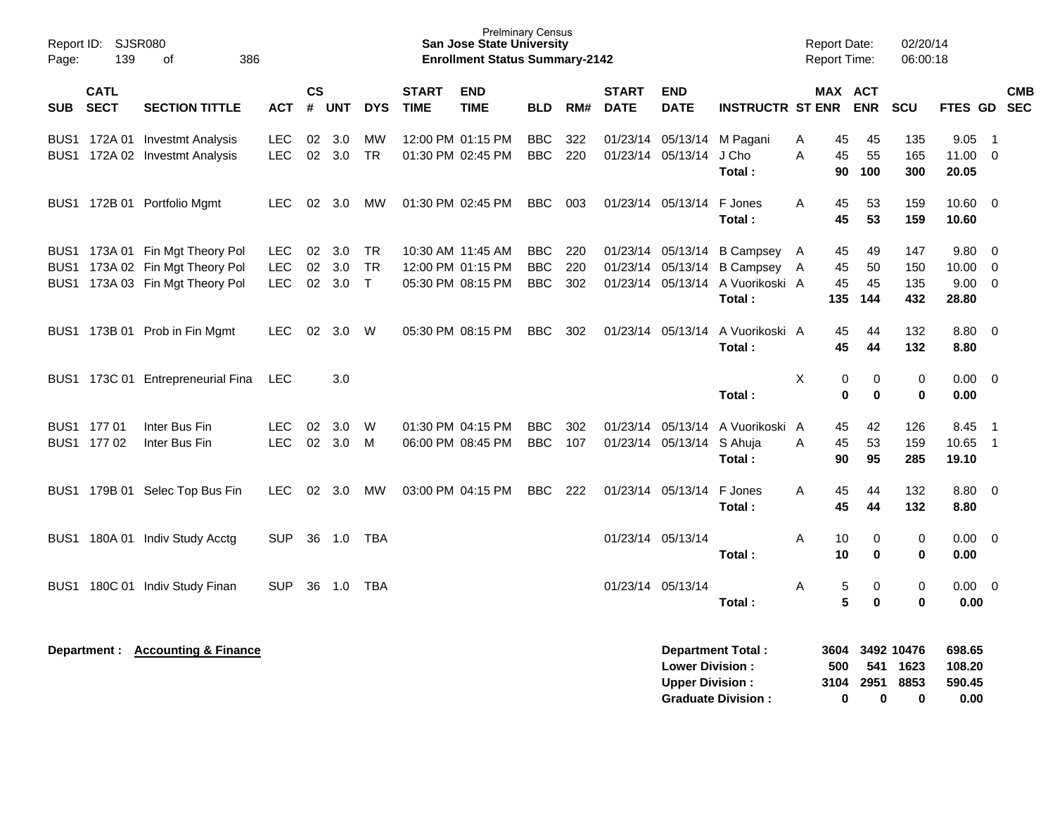Prelminary Census
**San Jose State University**
**Enrollment Status Summary-2142**

Report ID: SJSR080
Report Date: 02/20/14
Report Time: 06:00:18

| SUB | CATL SECT | SECTION TITTLE | ACT | CS # | UNT | DYS | START TIME | END TIME | BLD | RM# | START DATE | END DATE | INSTRUCTR | ST | MAX ENR | ACT ENR | SCU | FTES | GD | CMB SEC |
|---|---|---|---|---|---|---|---|---|---|---|---|---|---|---|---|---|---|---|---|---|
| BUS1 | 172A 01 | Investmt Analysis | LEC | 02 | 3.0 | MW | 12:00 PM | 01:15 PM | BBC | 322 | 01/23/14 | 05/13/14 | M Pagani | A | 45 | 45 | 135 | 9.05 | 1 | |
| BUS1 | 172A 02 | Investmt Analysis | LEC | 02 | 3.0 | TR | 01:30 PM | 02:45 PM | BBC | 220 | 01/23/14 | 05/13/14 | J Cho | A | 45 | 55 | 165 | 11.00 | 0 | |
| | | | | | | | | | | | | | **Total :** | | **90** | **100** | **300** | **20.05** | | |
| BUS1 | 172B 01 | Portfolio Mgmt | LEC | 02 | 3.0 | MW | 01:30 PM | 02:45 PM | BBC | 003 | 01/23/14 | 05/13/14 | F Jones | A | 45 | 53 | 159 | 10.60 | 0 | |
| | | | | | | | | | | | | | **Total :** | | **45** | **53** | **159** | **10.60** | | |
| BUS1 | 173A 01 | Fin Mgt Theory Pol | LEC | 02 | 3.0 | TR | 10:30 AM | 11:45 AM | BBC | 220 | 01/23/14 | 05/13/14 | B Campsey | A | 45 | 49 | 147 | 9.80 | 0 | |
| BUS1 | 173A 02 | Fin Mgt Theory Pol | LEC | 02 | 3.0 | TR | 12:00 PM | 01:15 PM | BBC | 220 | 01/23/14 | 05/13/14 | B Campsey | A | 45 | 50 | 150 | 10.00 | 0 | |
| BUS1 | 173A 03 | Fin Mgt Theory Pol | LEC | 02 | 3.0 | T | 05:30 PM | 08:15 PM | BBC | 302 | 01/23/14 | 05/13/14 | A Vuorikoski | A | 45 | 45 | 135 | 9.00 | 0 | |
| | | | | | | | | | | | | | **Total :** | | **135** | **144** | **432** | **28.80** | | |
| BUS1 | 173B 01 | Prob in Fin Mgmt | LEC | 02 | 3.0 | W | 05:30 PM | 08:15 PM | BBC | 302 | 01/23/14 | 05/13/14 | A Vuorikoski | A | 45 | 44 | 132 | 8.80 | 0 | |
| | | | | | | | | | | | | | **Total :** | | **45** | **44** | **132** | **8.80** | | |
| BUS1 | 173C 01 | Entrepreneurial Fina | LEC | | 3.0 | | | | | | | | | X | 0 | 0 | 0 | 0.00 | 0 | |
| | | | | | | | | | | | | | **Total :** | | **0** | **0** | **0** | **0.00** | | |
| BUS1 | 177 01 | Inter Bus Fin | LEC | 02 | 3.0 | W | 01:30 PM | 04:15 PM | BBC | 302 | 01/23/14 | 05/13/14 | A Vuorikoski | A | 45 | 42 | 126 | 8.45 | 1 | |
| BUS1 | 177 02 | Inter Bus Fin | LEC | 02 | 3.0 | M | 06:00 PM | 08:45 PM | BBC | 107 | 01/23/14 | 05/13/14 | S Ahuja | A | 45 | 53 | 159 | 10.65 | 1 | |
| | | | | | | | | | | | | | **Total :** | | **90** | **95** | **285** | **19.10** | | |
| BUS1 | 179B 01 | Selec Top Bus Fin | LEC | 02 | 3.0 | MW | 03:00 PM | 04:15 PM | BBC | 222 | 01/23/14 | 05/13/14 | F Jones | A | 45 | 44 | 132 | 8.80 | 0 | |
| | | | | | | | | | | | | | **Total :** | | **45** | **44** | **132** | **8.80** | | |
| BUS1 | 180A 01 | Indiv Study Acctg | SUP | 36 | 1.0 | TBA | | | | | 01/23/14 | 05/13/14 | | A | 10 | 0 | 0 | 0.00 | 0 | |
| | | | | | | | | | | | | | **Total :** | | **10** | **0** | **0** | **0.00** | | |
| BUS1 | 180C 01 | Indiv Study Finan | SUP | 36 | 1.0 | TBA | | | | | 01/23/14 | 05/13/14 | | A | 5 | 0 | 0 | 0.00 | 0 | |
| | | | | | | | | | | | | | **Total :** | | **5** | **0** | **0** | **0.00** | | |

**Department : Accounting & Finance**

| | MAX ENR | ACT ENR | SCU | FTES |
|---|---|---|---|---|
| **Department Total :** | **3604** | **3492** | **10476** | **698.65** |
| **Lower Division :** | **500** | **541** | **1623** | **108.20** |
| **Upper Division :** | **3104** | **2951** | **8853** | **590.45** |
| **Graduate Division :** | **0** | **0** | **0** | **0.00** |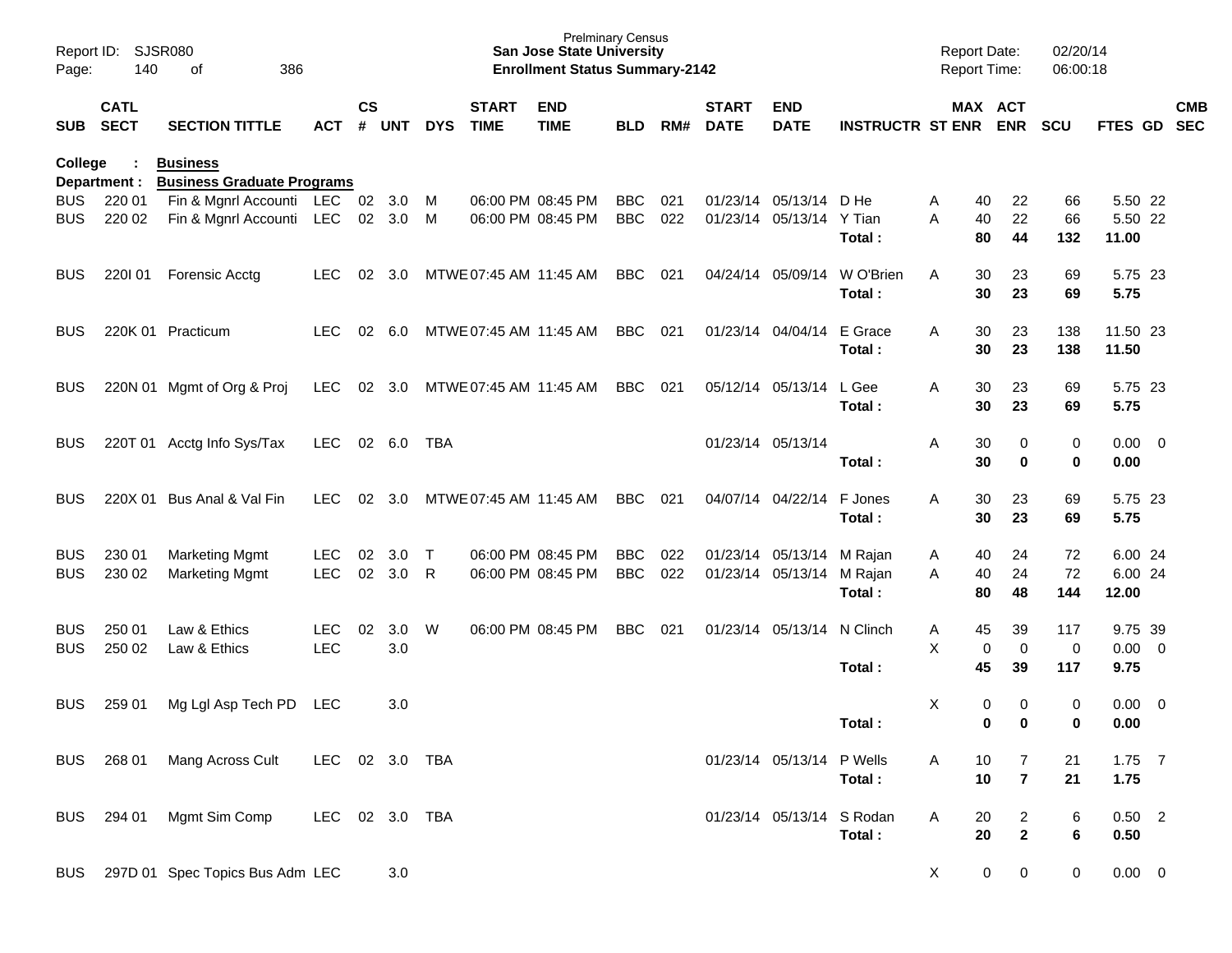Report ID: SJSR080
Page: 140 of 386

**Prelminary Census**
**San Jose State University**
**Enrollment Status Summary-2142**

Report Date: 02/20/14
Report Time: 06:00:18

**College : Business**
**Department : Business Graduate Programs**

| SUB | CATL SECT | SECTION TITTLE | ACT | CS # | UNT | DYS | START TIME | END TIME | BLD | RM# | START DATE | END DATE | INSTRUCTR | ST | MAX ENR | ACT ENR | SCU | FTES | GD | CMB SEC |
|---|---|---|---|---|---|---|---|---|---|---|---|---|---|---|---|---|---|---|---|---|
| BUS | 220 01 | Fin & Mgnrl Accounti | LEC | 02 | 3.0 | M | 06:00 PM | 08:45 PM | BBC | 021 | 01/23/14 | 05/13/14 | D He | A | 40 | 22 | 66 | 5.50 | 22 | |
| BUS | 220 02 | Fin & Mgnrl Accounti | LEC | 02 | 3.0 | M | 06:00 PM | 08:45 PM | BBC | 022 | 01/23/14 | 05/13/14 | Y Tian | A | 40 | 22 | 66 | 5.50 | 22 | |
| | | | | | | | | | | | | | **Total :** | | **80** | **44** | **132** | **11.00** | | |
| BUS | 220I 01 | Forensic Acctg | LEC | 02 | 3.0 | MTWE | 07:45 AM | 11:45 AM | BBC | 021 | 04/24/14 | 05/09/14 | W O'Brien | A | 30 | 23 | 69 | 5.75 | 23 | |
| | | | | | | | | | | | | | **Total :** | | **30** | **23** | **69** | **5.75** | | |
| BUS | 220K 01 | Practicum | LEC | 02 | 6.0 | MTWE | 07:45 AM | 11:45 AM | BBC | 021 | 01/23/14 | 04/04/14 | E Grace | A | 30 | 23 | 138 | 11.50 | 23 | |
| | | | | | | | | | | | | | **Total :** | | **30** | **23** | **138** | **11.50** | | |
| BUS | 220N 01 | Mgmt of Org & Proj | LEC | 02 | 3.0 | MTWE | 07:45 AM | 11:45 AM | BBC | 021 | 05/12/14 | 05/13/14 | L Gee | A | 30 | 23 | 69 | 5.75 | 23 | |
| | | | | | | | | | | | | | **Total :** | | **30** | **23** | **69** | **5.75** | | |
| BUS | 220T 01 | Acctg Info Sys/Tax | LEC | 02 | 6.0 | TBA | | | | | 01/23/14 | 05/13/14 | | A | 30 | 0 | 0 | 0.00 | 0 | |
| | | | | | | | | | | | | | **Total :** | | **30** | **0** | **0** | **0.00** | | |
| BUS | 220X 01 | Bus Anal & Val Fin | LEC | 02 | 3.0 | MTWE | 07:45 AM | 11:45 AM | BBC | 021 | 04/07/14 | 04/22/14 | F Jones | A | 30 | 23 | 69 | 5.75 | 23 | |
| | | | | | | | | | | | | | **Total :** | | **30** | **23** | **69** | **5.75** | | |
| BUS | 230 01 | Marketing Mgmt | LEC | 02 | 3.0 | T | 06:00 PM | 08:45 PM | BBC | 022 | 01/23/14 | 05/13/14 | M Rajan | A | 40 | 24 | 72 | 6.00 | 24 | |
| BUS | 230 02 | Marketing Mgmt | LEC | 02 | 3.0 | R | 06:00 PM | 08:45 PM | BBC | 022 | 01/23/14 | 05/13/14 | M Rajan | A | 40 | 24 | 72 | 6.00 | 24 | |
| | | | | | | | | | | | | | **Total :** | | **80** | **48** | **144** | **12.00** | | |
| BUS | 250 01 | Law & Ethics | LEC | 02 | 3.0 | W | 06:00 PM | 08:45 PM | BBC | 021 | 01/23/14 | 05/13/14 | N Clinch | A | 45 | 39 | 117 | 9.75 | 39 | |
| BUS | 250 02 | Law & Ethics | LEC | | 3.0 | | | | | | | | | X | 0 | 0 | 0 | 0.00 | 0 | |
| | | | | | | | | | | | | | **Total :** | | **45** | **39** | **117** | **9.75** | | |
| BUS | 259 01 | Mg Lgl Asp Tech PD | LEC | | 3.0 | | | | | | | | | X | 0 | 0 | 0 | 0.00 | 0 | |
| | | | | | | | | | | | | | **Total :** | | **0** | **0** | **0** | **0.00** | | |
| BUS | 268 01 | Mang Across Cult | LEC | 02 | 3.0 | TBA | | | | | 01/23/14 | 05/13/14 | P Wells | A | 10 | 7 | 21 | 1.75 | 7 | |
| | | | | | | | | | | | | | **Total :** | | **10** | **7** | **21** | **1.75** | | |
| BUS | 294 01 | Mgmt Sim Comp | LEC | 02 | 3.0 | TBA | | | | | 01/23/14 | 05/13/14 | S Rodan | A | 20 | 2 | 6 | 0.50 | 2 | |
| | | | | | | | | | | | | | **Total :** | | **20** | **2** | **6** | **0.50** | | |
| BUS | 297D 01 | Spec Topics Bus Adm | LEC | | 3.0 | | | | | | | | | X | 0 | 0 | 0 | 0.00 | 0 | |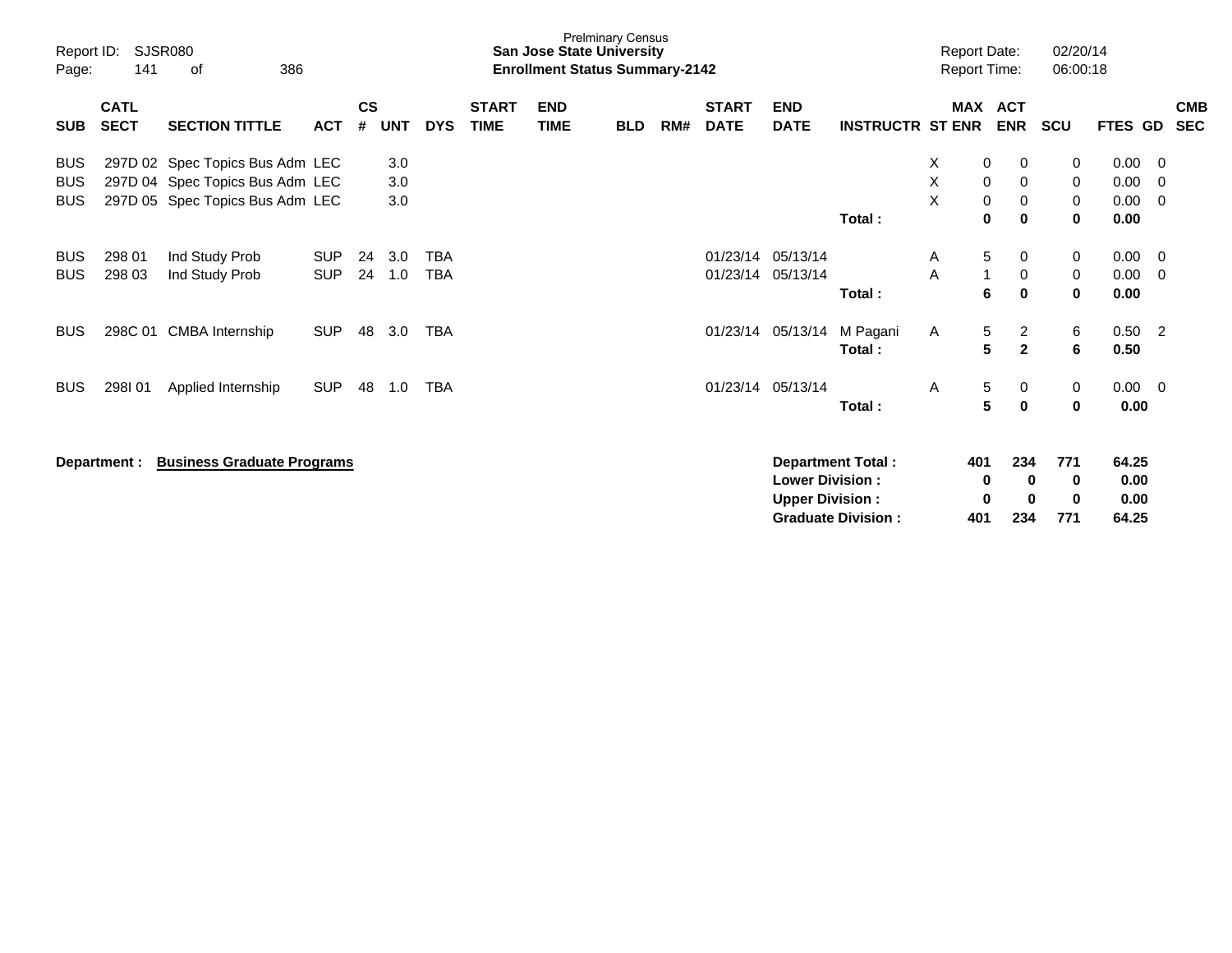Prelminary Census
**San Jose State University**
**Enrollment Status Summary-2142**

Report ID: SJSR080
Report Date: 02/20/14
Report Time: 06:00:18

| SUB | CATL SECT | SECTION TITTLE | ACT | CS # | UNT | DYS | START TIME | END TIME | BLD | RM# | START DATE | END DATE | INSTRUCTR | ST | MAX ENR | ACT ENR | SCU | FTES | GD | CMB SEC |
|---|---|---|---|---|---|---|---|---|---|---|---|---|---|---|---|---|---|---|---|---|
| BUS | 297D 02 | Spec Topics Bus Adm | LEC | | 3.0 | | | | | | | | | X | 0 | 0 | 0 | 0.00 | 0 | |
| BUS | 297D 04 | Spec Topics Bus Adm | LEC | | 3.0 | | | | | | | | | X | 0 | 0 | 0 | 0.00 | 0 | |
| BUS | 297D 05 | Spec Topics Bus Adm | LEC | | 3.0 | | | | | | | | | X | 0 | 0 | 0 | 0.00 | 0 | |
| | | | | | | | | | | | | | **Total :** | | **0** | **0** | **0** | **0.00** | | |
| BUS | 298 01 | Ind Study Prob | SUP | 24 | 3.0 | TBA | | | | | 01/23/14 | 05/13/14 | | A | 5 | 0 | 0 | 0.00 | 0 | |
| BUS | 298 03 | Ind Study Prob | SUP | 24 | 1.0 | TBA | | | | | 01/23/14 | 05/13/14 | | A | 1 | 0 | 0 | 0.00 | 0 | |
| | | | | | | | | | | | | | **Total :** | | **6** | **0** | **0** | **0.00** | | |
| BUS | 298C 01 | CMBA Internship | SUP | 48 | 3.0 | TBA | | | | | 01/23/14 | 05/13/14 | M Pagani | A | 5 | 2 | 6 | 0.50 | 2 | |
| | | | | | | | | | | | | | **Total :** | | **5** | **2** | **6** | **0.50** | | |
| BUS | 298I 01 | Applied Internship | SUP | 48 | 1.0 | TBA | | | | | 01/23/14 | 05/13/14 | | A | 5 | 0 | 0 | 0.00 | 0 | |
| | | | | | | | | | | | | | **Total :** | | **5** | **0** | **0** | **0.00** | | |

**Department : Business Graduate Programs**

| | MAX ENR | ACT ENR | SCU | FTES |
|---|---|---|---|---|
| **Department Total :** | **401** | **234** | **771** | **64.25** |
| **Lower Division :** | **0** | **0** | **0** | **0.00** |
| **Upper Division :** | **0** | **0** | **0** | **0.00** |
| **Graduate Division :** | **401** | **234** | **771** | **64.25** |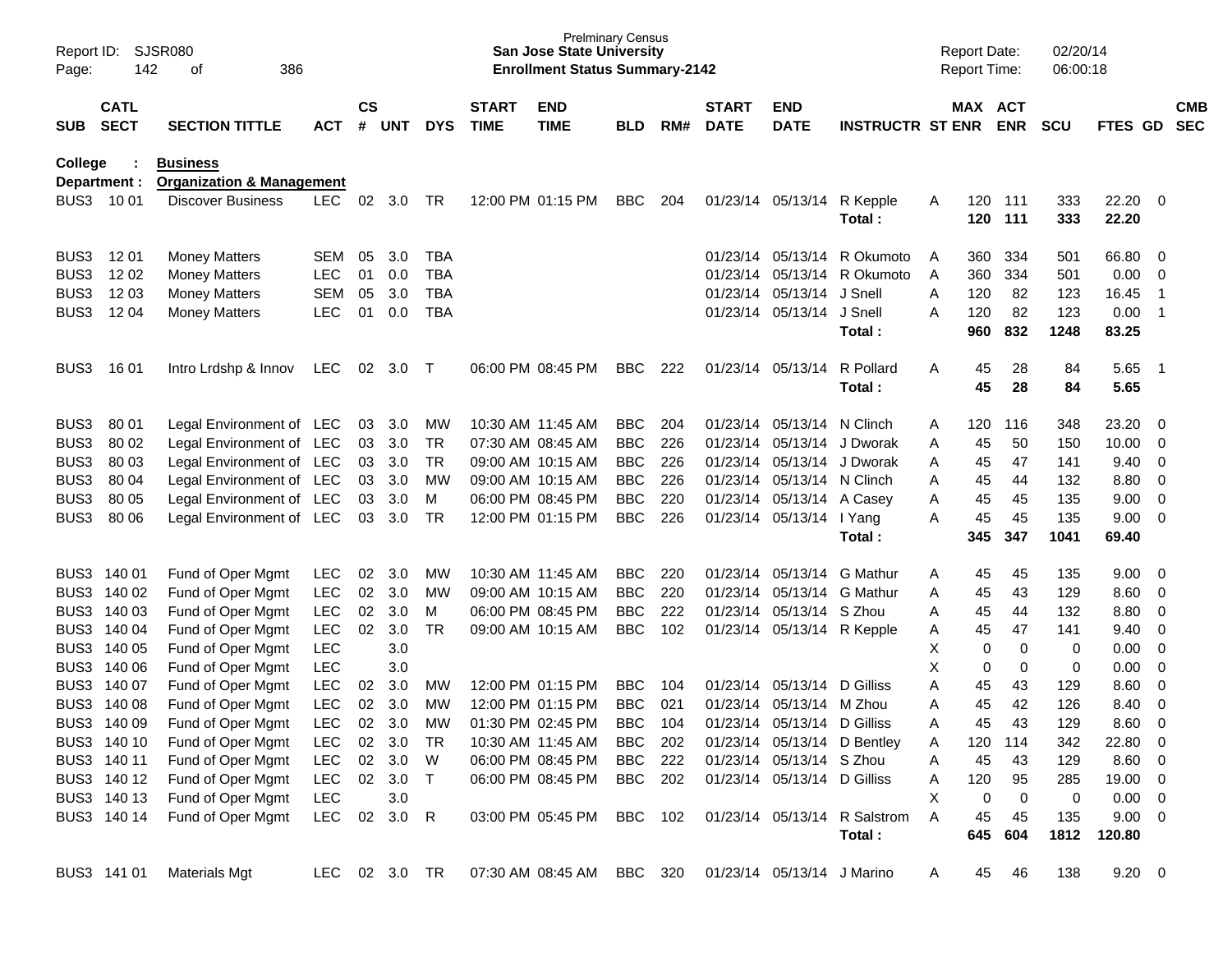College : Business
Department : Organization & Management

| SUB | CATL SECT | SECTION TITTLE | ACT | CS # | UNT | DYS | START TIME | END TIME | BLD | RM# | START DATE | END DATE | INSTRUCTR | ST | MAX ENR | ACT ENR | SCU | FTES | GD | CMB SEC |
|---|---|---|---|---|---|---|---|---|---|---|---|---|---|---|---|---|---|---|---|---|
| BUS3 | 10 01 | Discover Business | LEC | 02 | 3.0 | TR | 12:00 PM | 01:15 PM | BBC | 204 | 01/23/14 | 05/13/14 | R Kepple | A | 120 | 111 | 333 | 22.20 | 0 | |
| | | | | | | | | | | | | | Total : | | 120 | 111 | 333 | 22.20 | | |
| BUS3 | 12 01 | Money Matters | SEM | 05 | 3.0 | TBA | | | | | 01/23/14 | 05/13/14 | R Okumoto | A | 360 | 334 | 501 | 66.80 | 0 | |
| BUS3 | 12 02 | Money Matters | LEC | 01 | 0.0 | TBA | | | | | 01/23/14 | 05/13/14 | R Okumoto | A | 360 | 334 | 501 | 0.00 | 0 | |
| BUS3 | 12 03 | Money Matters | SEM | 05 | 3.0 | TBA | | | | | 01/23/14 | 05/13/14 | J Snell | A | 120 | 82 | 123 | 16.45 | 1 | |
| BUS3 | 12 04 | Money Matters | LEC | 01 | 0.0 | TBA | | | | | 01/23/14 | 05/13/14 | J Snell | A | 120 | 82 | 123 | 0.00 | 1 | |
| | | | | | | | | | | | | | Total : | | 960 | 832 | 1248 | 83.25 | | |
| BUS3 | 16 01 | Intro Lrdshp & Innov | LEC | 02 | 3.0 | T | 06:00 PM | 08:45 PM | BBC | 222 | 01/23/14 | 05/13/14 | R Pollard | A | 45 | 28 | 84 | 5.65 | 1 | |
| | | | | | | | | | | | | | Total : | | 45 | 28 | 84 | 5.65 | | |
| BUS3 | 80 01 | Legal Environment of | LEC | 03 | 3.0 | MW | 10:30 AM | 11:45 AM | BBC | 204 | 01/23/14 | 05/13/14 | N Clinch | A | 120 | 116 | 348 | 23.20 | 0 | |
| BUS3 | 80 02 | Legal Environment of | LEC | 03 | 3.0 | TR | 07:30 AM | 08:45 AM | BBC | 226 | 01/23/14 | 05/13/14 | J Dworak | A | 45 | 50 | 150 | 10.00 | 0 | |
| BUS3 | 80 03 | Legal Environment of | LEC | 03 | 3.0 | TR | 09:00 AM | 10:15 AM | BBC | 226 | 01/23/14 | 05/13/14 | J Dworak | A | 45 | 47 | 141 | 9.40 | 0 | |
| BUS3 | 80 04 | Legal Environment of | LEC | 03 | 3.0 | MW | 09:00 AM | 10:15 AM | BBC | 226 | 01/23/14 | 05/13/14 | N Clinch | A | 45 | 44 | 132 | 8.80 | 0 | |
| BUS3 | 80 05 | Legal Environment of | LEC | 03 | 3.0 | M | 06:00 PM | 08:45 PM | BBC | 220 | 01/23/14 | 05/13/14 | A Casey | A | 45 | 45 | 135 | 9.00 | 0 | |
| BUS3 | 80 06 | Legal Environment of | LEC | 03 | 3.0 | TR | 12:00 PM | 01:15 PM | BBC | 226 | 01/23/14 | 05/13/14 | I Yang | A | 45 | 45 | 135 | 9.00 | 0 | |
| | | | | | | | | | | | | | Total : | | 345 | 347 | 1041 | 69.40 | | |
| BUS3 | 140 01 | Fund of Oper Mgmt | LEC | 02 | 3.0 | MW | 10:30 AM | 11:45 AM | BBC | 220 | 01/23/14 | 05/13/14 | G Mathur | A | 45 | 45 | 135 | 9.00 | 0 | |
| BUS3 | 140 02 | Fund of Oper Mgmt | LEC | 02 | 3.0 | MW | 09:00 AM | 10:15 AM | BBC | 220 | 01/23/14 | 05/13/14 | G Mathur | A | 45 | 43 | 129 | 8.60 | 0 | |
| BUS3 | 140 03 | Fund of Oper Mgmt | LEC | 02 | 3.0 | M | 06:00 PM | 08:45 PM | BBC | 222 | 01/23/14 | 05/13/14 | S Zhou | A | 45 | 44 | 132 | 8.80 | 0 | |
| BUS3 | 140 04 | Fund of Oper Mgmt | LEC | 02 | 3.0 | TR | 09:00 AM | 10:15 AM | BBC | 102 | 01/23/14 | 05/13/14 | R Kepple | A | 45 | 47 | 141 | 9.40 | 0 | |
| BUS3 | 140 05 | Fund of Oper Mgmt | LEC | | 3.0 | | | | | | | | | X | 0 | 0 | 0 | 0.00 | 0 | |
| BUS3 | 140 06 | Fund of Oper Mgmt | LEC | | 3.0 | | | | | | | | | X | 0 | 0 | 0 | 0.00 | 0 | |
| BUS3 | 140 07 | Fund of Oper Mgmt | LEC | 02 | 3.0 | MW | 12:00 PM | 01:15 PM | BBC | 104 | 01/23/14 | 05/13/14 | D Gilliss | A | 45 | 43 | 129 | 8.60 | 0 | |
| BUS3 | 140 08 | Fund of Oper Mgmt | LEC | 02 | 3.0 | MW | 12:00 PM | 01:15 PM | BBC | 021 | 01/23/14 | 05/13/14 | M Zhou | A | 45 | 42 | 126 | 8.40 | 0 | |
| BUS3 | 140 09 | Fund of Oper Mgmt | LEC | 02 | 3.0 | MW | 01:30 PM | 02:45 PM | BBC | 104 | 01/23/14 | 05/13/14 | D Gilliss | A | 45 | 43 | 129 | 8.60 | 0 | |
| BUS3 | 140 10 | Fund of Oper Mgmt | LEC | 02 | 3.0 | TR | 10:30 AM | 11:45 AM | BBC | 202 | 01/23/14 | 05/13/14 | D Bentley | A | 120 | 114 | 342 | 22.80 | 0 | |
| BUS3 | 140 11 | Fund of Oper Mgmt | LEC | 02 | 3.0 | W | 06:00 PM | 08:45 PM | BBC | 222 | 01/23/14 | 05/13/14 | S Zhou | A | 45 | 43 | 129 | 8.60 | 0 | |
| BUS3 | 140 12 | Fund of Oper Mgmt | LEC | 02 | 3.0 | T | 06:00 PM | 08:45 PM | BBC | 202 | 01/23/14 | 05/13/14 | D Gilliss | A | 120 | 95 | 285 | 19.00 | 0 | |
| BUS3 | 140 13 | Fund of Oper Mgmt | LEC | | 3.0 | | | | | | | | | X | 0 | 0 | 0 | 0.00 | 0 | |
| BUS3 | 140 14 | Fund of Oper Mgmt | LEC | 02 | 3.0 | R | 03:00 PM | 05:45 PM | BBC | 102 | 01/23/14 | 05/13/14 | R Salstrom | A | 45 | 45 | 135 | 9.00 | 0 | |
| | | | | | | | | | | | | | Total : | | 645 | 604 | 1812 | 120.80 | | |
| BUS3 | 141 01 | Materials Mgt | LEC | 02 | 3.0 | TR | 07:30 AM | 08:45 AM | BBC | 320 | 01/23/14 | 05/13/14 | J Marino | A | 45 | 46 | 138 | 9.20 | 0 | |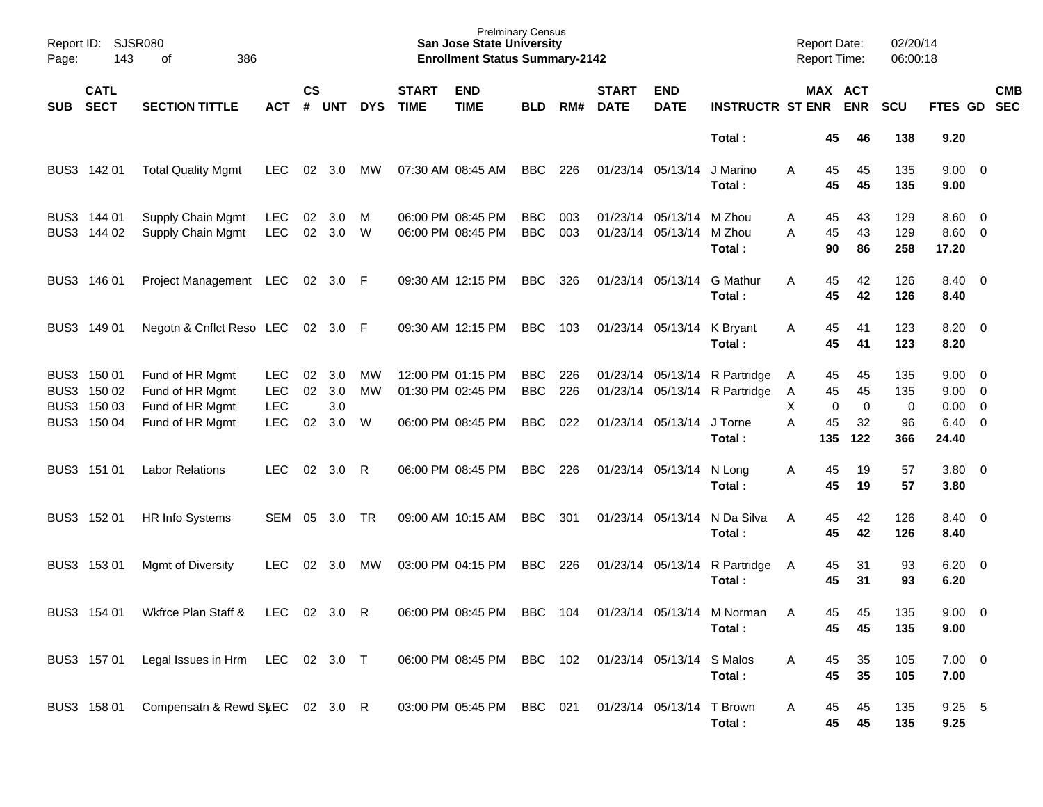Prelminary Census
**San Jose State University**
**Enrollment Status Summary-2142**

| SUB | CATL SECT | SECTION TITTLE | ACT | CS # | UNT | DYS | START TIME | END TIME | BLD | RM# | START DATE | END DATE | INSTRUCTR | ST | MAX ENR | ACT ENR | SCU | FTES | GD | CMB SEC |
|---|---|---|---|---|---|---|---|---|---|---|---|---|---|---|---|---|---|---|---|---|
| | | | | | | | | | | | | | **Total :** | | **45** | **46** | **138** | **9.20** | | |
| BUS3 | 142 01 | Total Quality Mgmt | LEC | 02 | 3.0 | MW | 07:30 AM | 08:45 AM | BBC | 226 | 01/23/14 | 05/13/14 | J Marino | A | 45 | 45 | 135 | 9.00 | 0 | |
| | | | | | | | | | | | | | **Total :** | | **45** | **45** | **135** | **9.00** | | |
| BUS3 | 144 01 | Supply Chain Mgmt | LEC | 02 | 3.0 | M | 06:00 PM | 08:45 PM | BBC | 003 | 01/23/14 | 05/13/14 | M Zhou | A | 45 | 43 | 129 | 8.60 | 0 | |
| BUS3 | 144 02 | Supply Chain Mgmt | LEC | 02 | 3.0 | W | 06:00 PM | 08:45 PM | BBC | 003 | 01/23/14 | 05/13/14 | M Zhou | A | 45 | 43 | 129 | 8.60 | 0 | |
| | | | | | | | | | | | | | **Total :** | | **90** | **86** | **258** | **17.20** | | |
| BUS3 | 146 01 | Project Management | LEC | 02 | 3.0 | F | 09:30 AM | 12:15 PM | BBC | 326 | 01/23/14 | 05/13/14 | G Mathur | A | 45 | 42 | 126 | 8.40 | 0 | |
| | | | | | | | | | | | | | **Total :** | | **45** | **42** | **126** | **8.40** | | |
| BUS3 | 149 01 | Negotn & Cnflct Reso | LEC | 02 | 3.0 | F | 09:30 AM | 12:15 PM | BBC | 103 | 01/23/14 | 05/13/14 | K Bryant | A | 45 | 41 | 123 | 8.20 | 0 | |
| | | | | | | | | | | | | | **Total :** | | **45** | **41** | **123** | **8.20** | | |
| BUS3 | 150 01 | Fund of HR Mgmt | LEC | 02 | 3.0 | MW | 12:00 PM | 01:15 PM | BBC | 226 | 01/23/14 | 05/13/14 | R Partridge | A | 45 | 45 | 135 | 9.00 | 0 | |
| BUS3 | 150 02 | Fund of HR Mgmt | LEC | 02 | 3.0 | MW | 01:30 PM | 02:45 PM | BBC | 226 | 01/23/14 | 05/13/14 | R Partridge | A | 45 | 45 | 135 | 9.00 | 0 | |
| BUS3 | 150 03 | Fund of HR Mgmt | LEC | | 3.0 | | | | | | | | | X | 0 | 0 | 0 | 0.00 | 0 | |
| BUS3 | 150 04 | Fund of HR Mgmt | LEC | 02 | 3.0 | W | 06:00 PM | 08:45 PM | BBC | 022 | 01/23/14 | 05/13/14 | J Torne | A | 45 | 32 | 96 | 6.40 | 0 | |
| | | | | | | | | | | | | | **Total :** | | **135** | **122** | **366** | **24.40** | | |
| BUS3 | 151 01 | Labor Relations | LEC | 02 | 3.0 | R | 06:00 PM | 08:45 PM | BBC | 226 | 01/23/14 | 05/13/14 | N Long | A | 45 | 19 | 57 | 3.80 | 0 | |
| | | | | | | | | | | | | | **Total :** | | **45** | **19** | **57** | **3.80** | | |
| BUS3 | 152 01 | HR Info Systems | SEM | 05 | 3.0 | TR | 09:00 AM | 10:15 AM | BBC | 301 | 01/23/14 | 05/13/14 | N Da Silva | A | 45 | 42 | 126 | 8.40 | 0 | |
| | | | | | | | | | | | | | **Total :** | | **45** | **42** | **126** | **8.40** | | |
| BUS3 | 153 01 | Mgmt of Diversity | LEC | 02 | 3.0 | MW | 03:00 PM | 04:15 PM | BBC | 226 | 01/23/14 | 05/13/14 | R Partridge | A | 45 | 31 | 93 | 6.20 | 0 | |
| | | | | | | | | | | | | | **Total :** | | **45** | **31** | **93** | **6.20** | | |
| BUS3 | 154 01 | Wkfrce Plan Staff & | LEC | 02 | 3.0 | R | 06:00 PM | 08:45 PM | BBC | 104 | 01/23/14 | 05/13/14 | M Norman | A | 45 | 45 | 135 | 9.00 | 0 | |
| | | | | | | | | | | | | | **Total :** | | **45** | **45** | **135** | **9.00** | | |
| BUS3 | 157 01 | Legal Issues in Hrm | LEC | 02 | 3.0 | T | 06:00 PM | 08:45 PM | BBC | 102 | 01/23/14 | 05/13/14 | S Malos | A | 45 | 35 | 105 | 7.00 | 0 | |
| | | | | | | | | | | | | | **Total :** | | **45** | **35** | **105** | **7.00** | | |
| BUS3 | 158 01 | Compensatn & Rewd Sy | LEC | 02 | 3.0 | R | 03:00 PM | 05:45 PM | BBC | 021 | 01/23/14 | 05/13/14 | T Brown | A | 45 | 45 | 135 | 9.25 | 5 | |
| | | | | | | | | | | | | | **Total :** | | **45** | **45** | **135** | **9.25** | | |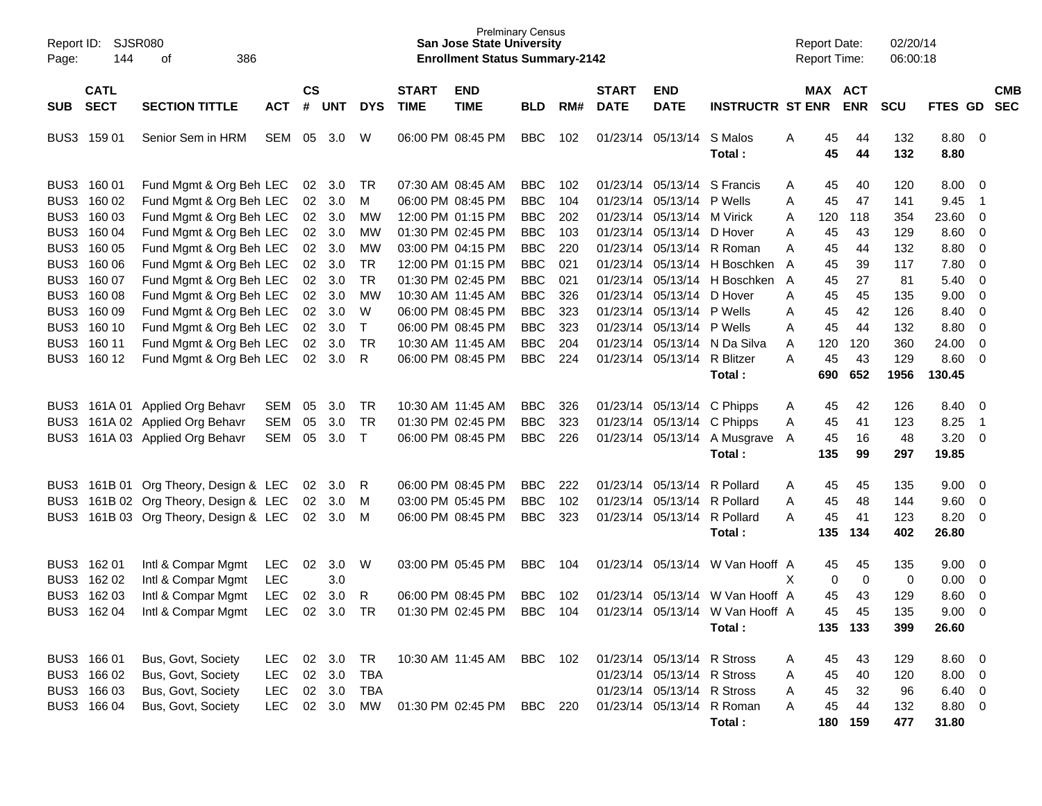Report ID: SJSR080 **San Jose State University** Report Date: 02/20/14
Page: 144 of 386 Prelminary Census Report Time: 06:00:18

**Enrollment Status Summary-2142**

| SUB | CATL SECT | SECTION TITTLE | ACT | CS # | UNT | DYS | START TIME | END TIME | BLD | RM# | START DATE | END DATE | INSTRUCTR | ST | MAX ENR | ACT ENR | SCU | FTES | GD | CMB SEC |
|---|---|---|---|---|---|---|---|---|---|---|---|---|---|---|---|---|---|---|---|---|
| BUS3 | 159 01 | Senior Sem in HRM | SEM | 05 | 3.0 | W | 06:00 PM | 08:45 PM | BBC | 102 | 01/23/14 | 05/13/14 | S Malos | A | 45 | 44 | 132 | 8.80 | 0 | |
| | | | | | | | | | | | | | **Total :** | | **45** | **44** | **132** | **8.80** | | |
| BUS3 | 160 01 | Fund Mgmt & Org Beh | LEC | 02 | 3.0 | TR | 07:30 AM | 08:45 AM | BBC | 102 | 01/23/14 | 05/13/14 | S Francis | A | 45 | 40 | 120 | 8.00 | 0 | |
| BUS3 | 160 02 | Fund Mgmt & Org Beh | LEC | 02 | 3.0 | M | 06:00 PM | 08:45 PM | BBC | 104 | 01/23/14 | 05/13/14 | P Wells | A | 45 | 47 | 141 | 9.45 | 1 | |
| BUS3 | 160 03 | Fund Mgmt & Org Beh | LEC | 02 | 3.0 | MW | 12:00 PM | 01:15 PM | BBC | 202 | 01/23/14 | 05/13/14 | M Virick | A | 120 | 118 | 354 | 23.60 | 0 | |
| BUS3 | 160 04 | Fund Mgmt & Org Beh | LEC | 02 | 3.0 | MW | 01:30 PM | 02:45 PM | BBC | 103 | 01/23/14 | 05/13/14 | D Hover | A | 45 | 43 | 129 | 8.60 | 0 | |
| BUS3 | 160 05 | Fund Mgmt & Org Beh | LEC | 02 | 3.0 | MW | 03:00 PM | 04:15 PM | BBC | 220 | 01/23/14 | 05/13/14 | R Roman | A | 45 | 44 | 132 | 8.80 | 0 | |
| BUS3 | 160 06 | Fund Mgmt & Org Beh | LEC | 02 | 3.0 | TR | 12:00 PM | 01:15 PM | BBC | 021 | 01/23/14 | 05/13/14 | H Boschken | A | 45 | 39 | 117 | 7.80 | 0 | |
| BUS3 | 160 07 | Fund Mgmt & Org Beh | LEC | 02 | 3.0 | TR | 01:30 PM | 02:45 PM | BBC | 021 | 01/23/14 | 05/13/14 | H Boschken | A | 45 | 27 | 81 | 5.40 | 0 | |
| BUS3 | 160 08 | Fund Mgmt & Org Beh | LEC | 02 | 3.0 | MW | 10:30 AM | 11:45 AM | BBC | 326 | 01/23/14 | 05/13/14 | D Hover | A | 45 | 45 | 135 | 9.00 | 0 | |
| BUS3 | 160 09 | Fund Mgmt & Org Beh | LEC | 02 | 3.0 | W | 06:00 PM | 08:45 PM | BBC | 323 | 01/23/14 | 05/13/14 | P Wells | A | 45 | 42 | 126 | 8.40 | 0 | |
| BUS3 | 160 10 | Fund Mgmt & Org Beh | LEC | 02 | 3.0 | T | 06:00 PM | 08:45 PM | BBC | 323 | 01/23/14 | 05/13/14 | P Wells | A | 45 | 44 | 132 | 8.80 | 0 | |
| BUS3 | 160 11 | Fund Mgmt & Org Beh | LEC | 02 | 3.0 | TR | 10:30 AM | 11:45 AM | BBC | 204 | 01/23/14 | 05/13/14 | N Da Silva | A | 120 | 120 | 360 | 24.00 | 0 | |
| BUS3 | 160 12 | Fund Mgmt & Org Beh | LEC | 02 | 3.0 | R | 06:00 PM | 08:45 PM | BBC | 224 | 01/23/14 | 05/13/14 | R Blitzer | A | 45 | 43 | 129 | 8.60 | 0 | |
| | | | | | | | | | | | | | **Total :** | | **690** | **652** | **1956** | **130.45** | | |
| BUS3 | 161A 01 | Applied Org Behavr | SEM | 05 | 3.0 | TR | 10:30 AM | 11:45 AM | BBC | 326 | 01/23/14 | 05/13/14 | C Phipps | A | 45 | 42 | 126 | 8.40 | 0 | |
| BUS3 | 161A 02 | Applied Org Behavr | SEM | 05 | 3.0 | TR | 01:30 PM | 02:45 PM | BBC | 323 | 01/23/14 | 05/13/14 | C Phipps | A | 45 | 41 | 123 | 8.25 | 1 | |
| BUS3 | 161A 03 | Applied Org Behavr | SEM | 05 | 3.0 | T | 06:00 PM | 08:45 PM | BBC | 226 | 01/23/14 | 05/13/14 | A Musgrave | A | 45 | 16 | 48 | 3.20 | 0 | |
| | | | | | | | | | | | | | **Total :** | | **135** | **99** | **297** | **19.85** | | |
| BUS3 | 161B 01 | Org Theory, Design & | LEC | 02 | 3.0 | R | 06:00 PM | 08:45 PM | BBC | 222 | 01/23/14 | 05/13/14 | R Pollard | A | 45 | 45 | 135 | 9.00 | 0 | |
| BUS3 | 161B 02 | Org Theory, Design & | LEC | 02 | 3.0 | M | 03:00 PM | 05:45 PM | BBC | 102 | 01/23/14 | 05/13/14 | R Pollard | A | 45 | 48 | 144 | 9.60 | 0 | |
| BUS3 | 161B 03 | Org Theory, Design & | LEC | 02 | 3.0 | M | 06:00 PM | 08:45 PM | BBC | 323 | 01/23/14 | 05/13/14 | R Pollard | A | 45 | 41 | 123 | 8.20 | 0 | |
| | | | | | | | | | | | | | **Total :** | | **135** | **134** | **402** | **26.80** | | |
| BUS3 | 162 01 | Intl & Compar Mgmt | LEC | 02 | 3.0 | W | 03:00 PM | 05:45 PM | BBC | 104 | 01/23/14 | 05/13/14 | W Van Hooff | A | 45 | 45 | 135 | 9.00 | 0 | |
| BUS3 | 162 02 | Intl & Compar Mgmt | LEC | | 3.0 | | | | | | | | | X | 0 | 0 | 0 | 0.00 | 0 | |
| BUS3 | 162 03 | Intl & Compar Mgmt | LEC | 02 | 3.0 | R | 06:00 PM | 08:45 PM | BBC | 102 | 01/23/14 | 05/13/14 | W Van Hooff | A | 45 | 43 | 129 | 8.60 | 0 | |
| BUS3 | 162 04 | Intl & Compar Mgmt | LEC | 02 | 3.0 | TR | 01:30 PM | 02:45 PM | BBC | 104 | 01/23/14 | 05/13/14 | W Van Hooff | A | 45 | 45 | 135 | 9.00 | 0 | |
| | | | | | | | | | | | | | **Total :** | | **135** | **133** | **399** | **26.60** | | |
| BUS3 | 166 01 | Bus, Govt, Society | LEC | 02 | 3.0 | TR | 10:30 AM | 11:45 AM | BBC | 102 | 01/23/14 | 05/13/14 | R Stross | A | 45 | 43 | 129 | 8.60 | 0 | |
| BUS3 | 166 02 | Bus, Govt, Society | LEC | 02 | 3.0 | TBA | | | | | 01/23/14 | 05/13/14 | R Stross | A | 45 | 40 | 120 | 8.00 | 0 | |
| BUS3 | 166 03 | Bus, Govt, Society | LEC | 02 | 3.0 | TBA | | | | | 01/23/14 | 05/13/14 | R Stross | A | 45 | 32 | 96 | 6.40 | 0 | |
| BUS3 | 166 04 | Bus, Govt, Society | LEC | 02 | 3.0 | MW | 01:30 PM | 02:45 PM | BBC | 220 | 01/23/14 | 05/13/14 | R Roman | A | 45 | 44 | 132 | 8.80 | 0 | |
| | | | | | | | | | | | | | **Total :** | | **180** | **159** | **477** | **31.80** | | |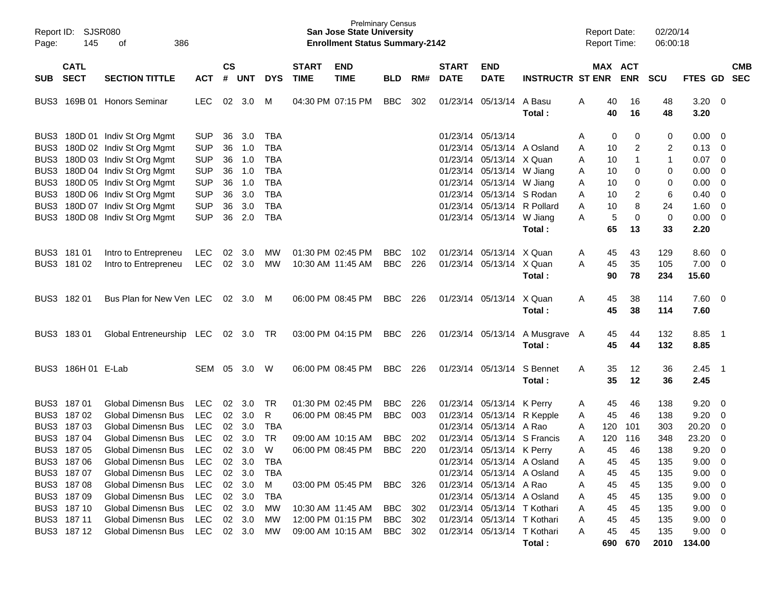| SUB | CATL SECT | SECTION TITTLE | ACT | CS # | UNT | DYS | START TIME | END TIME | BLD | RM# | START DATE | END DATE | INSTRUCTR | ST | MAX ENR | ACT ENR | SCU | FTES | GD | CMB SEC |
|---|---|---|---|---|---|---|---|---|---|---|---|---|---|---|---|---|---|---|---|---|
| BUS3 | 169B 01 | Honors Seminar | LEC | 02 | 3.0 | M | 04:30 PM | 07:15 PM | BBC | 302 | 01/23/14 | 05/13/14 | A Basu | A | 40 | 16 | 48 | 3.20 | 0 | |
| | | | | | | | | | | | | | Total : | | 40 | 16 | 48 | 3.20 | | |
| BUS3 | 180D 01 | Indiv St Org Mgmt | SUP | 36 | 3.0 | TBA | | | | | 01/23/14 | 05/13/14 | | A | 0 | 0 | 0 | 0.00 | 0 | |
| BUS3 | 180D 02 | Indiv St Org Mgmt | SUP | 36 | 1.0 | TBA | | | | | 01/23/14 | 05/13/14 | A Osland | A | 10 | 2 | 2 | 0.13 | 0 | |
| BUS3 | 180D 03 | Indiv St Org Mgmt | SUP | 36 | 1.0 | TBA | | | | | 01/23/14 | 05/13/14 | X Quan | A | 10 | 1 | 1 | 0.07 | 0 | |
| BUS3 | 180D 04 | Indiv St Org Mgmt | SUP | 36 | 1.0 | TBA | | | | | 01/23/14 | 05/13/14 | W Jiang | A | 10 | 0 | 0 | 0.00 | 0 | |
| BUS3 | 180D 05 | Indiv St Org Mgmt | SUP | 36 | 1.0 | TBA | | | | | 01/23/14 | 05/13/14 | W Jiang | A | 10 | 0 | 0 | 0.00 | 0 | |
| BUS3 | 180D 06 | Indiv St Org Mgmt | SUP | 36 | 3.0 | TBA | | | | | 01/23/14 | 05/13/14 | S Rodan | A | 10 | 2 | 6 | 0.40 | 0 | |
| BUS3 | 180D 07 | Indiv St Org Mgmt | SUP | 36 | 3.0 | TBA | | | | | 01/23/14 | 05/13/14 | R Pollard | A | 10 | 8 | 24 | 1.60 | 0 | |
| BUS3 | 180D 08 | Indiv St Org Mgmt | SUP | 36 | 2.0 | TBA | | | | | 01/23/14 | 05/13/14 | W Jiang | A | 5 | 0 | 0 | 0.00 | 0 | |
| | | | | | | | | | | | | | Total : | | 65 | 13 | 33 | 2.20 | | |
| BUS3 | 181 01 | Intro to Entrepreneu | LEC | 02 | 3.0 | MW | 01:30 PM | 02:45 PM | BBC | 102 | 01/23/14 | 05/13/14 | X Quan | A | 45 | 43 | 129 | 8.60 | 0 | |
| BUS3 | 181 02 | Intro to Entrepreneu | LEC | 02 | 3.0 | MW | 10:30 AM | 11:45 AM | BBC | 226 | 01/23/14 | 05/13/14 | X Quan | A | 45 | 35 | 105 | 7.00 | 0 | |
| | | | | | | | | | | | | | Total : | | 90 | 78 | 234 | 15.60 | | |
| BUS3 | 182 01 | Bus Plan for New Ven | LEC | 02 | 3.0 | M | 06:00 PM | 08:45 PM | BBC | 226 | 01/23/14 | 05/13/14 | X Quan | A | 45 | 38 | 114 | 7.60 | 0 | |
| | | | | | | | | | | | | | Total : | | 45 | 38 | 114 | 7.60 | | |
| BUS3 | 183 01 | Global Entreneurship | LEC | 02 | 3.0 | TR | 03:00 PM | 04:15 PM | BBC | 226 | 01/23/14 | 05/13/14 | A Musgrave | A | 45 | 44 | 132 | 8.85 | 1 | |
| | | | | | | | | | | | | | Total : | | 45 | 44 | 132 | 8.85 | | |
| BUS3 | 186H 01 | E-Lab | SEM | 05 | 3.0 | W | 06:00 PM | 08:45 PM | BBC | 226 | 01/23/14 | 05/13/14 | S Bennet | A | 35 | 12 | 36 | 2.45 | 1 | |
| | | | | | | | | | | | | | Total : | | 35 | 12 | 36 | 2.45 | | |
| BUS3 | 187 01 | Global Dimensn Bus | LEC | 02 | 3.0 | TR | 01:30 PM | 02:45 PM | BBC | 226 | 01/23/14 | 05/13/14 | K Perry | A | 45 | 46 | 138 | 9.20 | 0 | |
| BUS3 | 187 02 | Global Dimensn Bus | LEC | 02 | 3.0 | R | 06:00 PM | 08:45 PM | BBC | 003 | 01/23/14 | 05/13/14 | R Kepple | A | 45 | 46 | 138 | 9.20 | 0 | |
| BUS3 | 187 03 | Global Dimensn Bus | LEC | 02 | 3.0 | TBA | | | | | 01/23/14 | 05/13/14 | A Rao | A | 120 | 101 | 303 | 20.20 | 0 | |
| BUS3 | 187 04 | Global Dimensn Bus | LEC | 02 | 3.0 | TR | 09:00 AM | 10:15 AM | BBC | 202 | 01/23/14 | 05/13/14 | S Francis | A | 120 | 116 | 348 | 23.20 | 0 | |
| BUS3 | 187 05 | Global Dimensn Bus | LEC | 02 | 3.0 | W | 06:00 PM | 08:45 PM | BBC | 220 | 01/23/14 | 05/13/14 | K Perry | A | 45 | 46 | 138 | 9.20 | 0 | |
| BUS3 | 187 06 | Global Dimensn Bus | LEC | 02 | 3.0 | TBA | | | | | 01/23/14 | 05/13/14 | A Osland | A | 45 | 45 | 135 | 9.00 | 0 | |
| BUS3 | 187 07 | Global Dimensn Bus | LEC | 02 | 3.0 | TBA | | | | | 01/23/14 | 05/13/14 | A Osland | A | 45 | 45 | 135 | 9.00 | 0 | |
| BUS3 | 187 08 | Global Dimensn Bus | LEC | 02 | 3.0 | M | 03:00 PM | 05:45 PM | BBC | 326 | 01/23/14 | 05/13/14 | A Rao | A | 45 | 45 | 135 | 9.00 | 0 | |
| BUS3 | 187 09 | Global Dimensn Bus | LEC | 02 | 3.0 | TBA | | | | | 01/23/14 | 05/13/14 | A Osland | A | 45 | 45 | 135 | 9.00 | 0 | |
| BUS3 | 187 10 | Global Dimensn Bus | LEC | 02 | 3.0 | MW | 10:30 AM | 11:45 AM | BBC | 302 | 01/23/14 | 05/13/14 | T Kothari | A | 45 | 45 | 135 | 9.00 | 0 | |
| BUS3 | 187 11 | Global Dimensn Bus | LEC | 02 | 3.0 | MW | 12:00 PM | 01:15 PM | BBC | 302 | 01/23/14 | 05/13/14 | T Kothari | A | 45 | 45 | 135 | 9.00 | 0 | |
| BUS3 | 187 12 | Global Dimensn Bus | LEC | 02 | 3.0 | MW | 09:00 AM | 10:15 AM | BBC | 302 | 01/23/14 | 05/13/14 | T Kothari | A | 45 | 45 | 135 | 9.00 | 0 | |
| | | | | | | | | | | | | | Total : | | 690 | 670 | 2010 | 134.00 | | |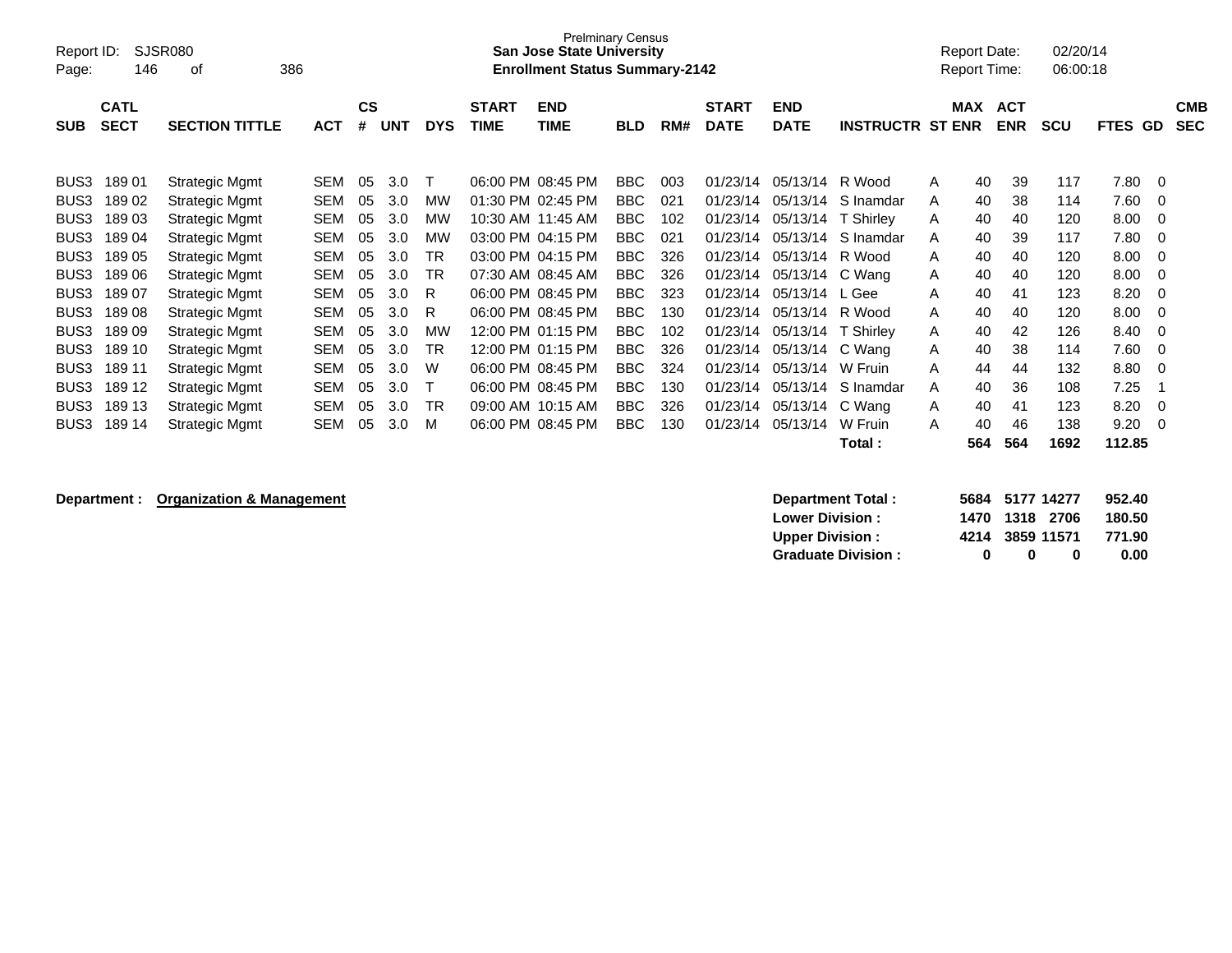Prelminary Census
**San Jose State University**
**Enrollment Status Summary-2142**

Report ID: SJSR080
Report Date: 02/20/14
Report Time: 06:00:18

| SUB | CATL SECT | SECTION TITTLE | ACT | CS # | UNT | DYS | START TIME | END TIME | BLD | RM# | START DATE | END DATE | INSTRUCTR | ST | MAX ENR | ACT ENR | SCU | FTES | GD | CMB SEC |
|---|---|---|---|---|---|---|---|---|---|---|---|---|---|---|---|---|---|---|---|---|
| BUS3 | 189 01 | Strategic Mgmt | SEM | 05 | 3.0 | T | 06:00 PM | 08:45 PM | BBC | 003 | 01/23/14 | 05/13/14 | R Wood | A | 40 | 39 | 117 | 7.80 | 0 | |
| BUS3 | 189 02 | Strategic Mgmt | SEM | 05 | 3.0 | MW | 01:30 PM | 02:45 PM | BBC | 021 | 01/23/14 | 05/13/14 | S Inamdar | A | 40 | 38 | 114 | 7.60 | 0 | |
| BUS3 | 189 03 | Strategic Mgmt | SEM | 05 | 3.0 | MW | 10:30 AM | 11:45 AM | BBC | 102 | 01/23/14 | 05/13/14 | T Shirley | A | 40 | 40 | 120 | 8.00 | 0 | |
| BUS3 | 189 04 | Strategic Mgmt | SEM | 05 | 3.0 | MW | 03:00 PM | 04:15 PM | BBC | 021 | 01/23/14 | 05/13/14 | S Inamdar | A | 40 | 39 | 117 | 7.80 | 0 | |
| BUS3 | 189 05 | Strategic Mgmt | SEM | 05 | 3.0 | TR | 03:00 PM | 04:15 PM | BBC | 326 | 01/23/14 | 05/13/14 | R Wood | A | 40 | 40 | 120 | 8.00 | 0 | |
| BUS3 | 189 06 | Strategic Mgmt | SEM | 05 | 3.0 | TR | 07:30 AM | 08:45 AM | BBC | 326 | 01/23/14 | 05/13/14 | C Wang | A | 40 | 40 | 120 | 8.00 | 0 | |
| BUS3 | 189 07 | Strategic Mgmt | SEM | 05 | 3.0 | R | 06:00 PM | 08:45 PM | BBC | 323 | 01/23/14 | 05/13/14 | L Gee | A | 40 | 41 | 123 | 8.20 | 0 | |
| BUS3 | 189 08 | Strategic Mgmt | SEM | 05 | 3.0 | R | 06:00 PM | 08:45 PM | BBC | 130 | 01/23/14 | 05/13/14 | R Wood | A | 40 | 40 | 120 | 8.00 | 0 | |
| BUS3 | 189 09 | Strategic Mgmt | SEM | 05 | 3.0 | MW | 12:00 PM | 01:15 PM | BBC | 102 | 01/23/14 | 05/13/14 | T Shirley | A | 40 | 42 | 126 | 8.40 | 0 | |
| BUS3 | 189 10 | Strategic Mgmt | SEM | 05 | 3.0 | TR | 12:00 PM | 01:15 PM | BBC | 326 | 01/23/14 | 05/13/14 | C Wang | A | 40 | 38 | 114 | 7.60 | 0 | |
| BUS3 | 189 11 | Strategic Mgmt | SEM | 05 | 3.0 | W | 06:00 PM | 08:45 PM | BBC | 324 | 01/23/14 | 05/13/14 | W Fruin | A | 44 | 44 | 132 | 8.80 | 0 | |
| BUS3 | 189 12 | Strategic Mgmt | SEM | 05 | 3.0 | T | 06:00 PM | 08:45 PM | BBC | 130 | 01/23/14 | 05/13/14 | S Inamdar | A | 40 | 36 | 108 | 7.25 | 1 | |
| BUS3 | 189 13 | Strategic Mgmt | SEM | 05 | 3.0 | TR | 09:00 AM | 10:15 AM | BBC | 326 | 01/23/14 | 05/13/14 | C Wang | A | 40 | 41 | 123 | 8.20 | 0 | |
| BUS3 | 189 14 | Strategic Mgmt | SEM | 05 | 3.0 | M | 06:00 PM | 08:45 PM | BBC | 130 | 01/23/14 | 05/13/14 | W Fruin | A | 40 | 46 | 138 | 9.20 | 0 | |
| | | | | | | | | | | | | | **Total :** | | **564** | **564** | **1692** | **112.85** | | |

**Department : Organization & Management**

| | MAX ENR | ACT ENR | SCU | FTES |
|---|---|---|---|---|
| **Department Total :** | **5684** | **5177** | **14277** | **952.40** |
| **Lower Division :** | **1470** | **1318** | **2706** | **180.50** |
| **Upper Division :** | **4214** | **3859** | **11571** | **771.90** |
| **Graduate Division :** | **0** | **0** | **0** | **0.00** |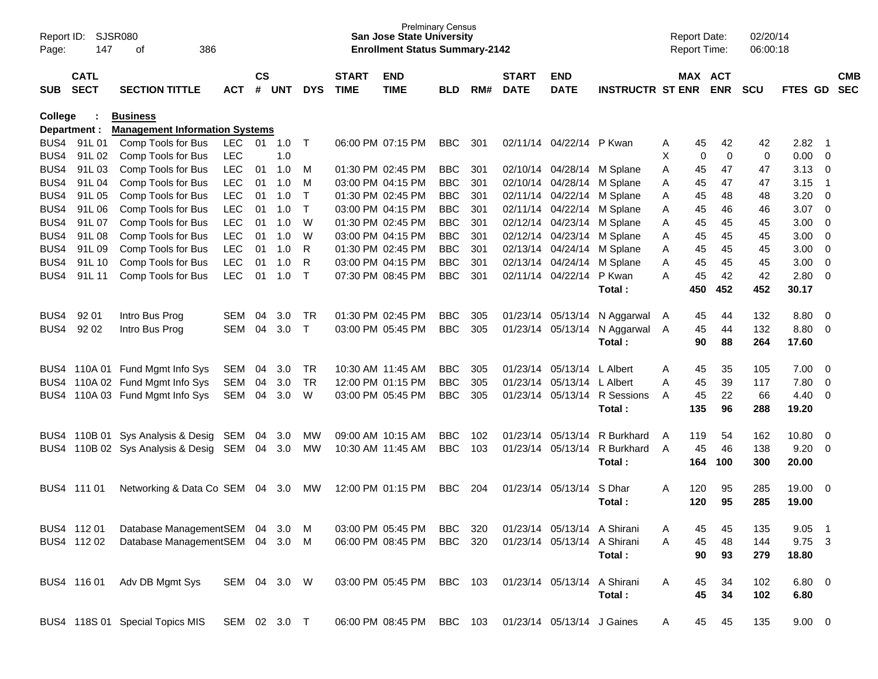Prelminary Census
**San Jose State University**
**Enrollment Status Summary-2142**

Report ID: SJSR080 | Report Date: 02/20/14 | Report Time: 06:00:18

**College : Business**
**Department : Management Information Systems**

| SUB | CATL SECT | SECTION TITTLE | ACT | CS # | UNT | DYS | START TIME | END TIME | BLD | RM# | START DATE | END DATE | INSTRUCTR | ST | MAX ENR | ACT ENR | SCU | FTES | GD | CMB SEC |
|---|---|---|---|---|---|---|---|---|---|---|---|---|---|---|---|---|---|---|---|---|
| BUS4 | 91L 01 | Comp Tools for Bus | LEC | 01 | 1.0 | T | 06:00 PM | 07:15 PM | BBC | 301 | 02/11/14 | 04/22/14 | P Kwan | A | 45 | 42 | 42 | 2.82 | 1 | |
| BUS4 | 91L 02 | Comp Tools for Bus | LEC | | 1.0 | | | | | | | | | X | 0 | 0 | 0 | 0.00 | 0 | |
| BUS4 | 91L 03 | Comp Tools for Bus | LEC | 01 | 1.0 | M | 01:30 PM | 02:45 PM | BBC | 301 | 02/10/14 | 04/28/14 | M Splane | A | 45 | 47 | 47 | 3.13 | 0 | |
| BUS4 | 91L 04 | Comp Tools for Bus | LEC | 01 | 1.0 | M | 03:00 PM | 04:15 PM | BBC | 301 | 02/10/14 | 04/28/14 | M Splane | A | 45 | 47 | 47 | 3.15 | 1 | |
| BUS4 | 91L 05 | Comp Tools for Bus | LEC | 01 | 1.0 | T | 01:30 PM | 02:45 PM | BBC | 301 | 02/11/14 | 04/22/14 | M Splane | A | 45 | 48 | 48 | 3.20 | 0 | |
| BUS4 | 91L 06 | Comp Tools for Bus | LEC | 01 | 1.0 | T | 03:00 PM | 04:15 PM | BBC | 301 | 02/11/14 | 04/22/14 | M Splane | A | 45 | 46 | 46 | 3.07 | 0 | |
| BUS4 | 91L 07 | Comp Tools for Bus | LEC | 01 | 1.0 | W | 01:30 PM | 02:45 PM | BBC | 301 | 02/12/14 | 04/23/14 | M Splane | A | 45 | 45 | 45 | 3.00 | 0 | |
| BUS4 | 91L 08 | Comp Tools for Bus | LEC | 01 | 1.0 | W | 03:00 PM | 04:15 PM | BBC | 301 | 02/12/14 | 04/23/14 | M Splane | A | 45 | 45 | 45 | 3.00 | 0 | |
| BUS4 | 91L 09 | Comp Tools for Bus | LEC | 01 | 1.0 | R | 01:30 PM | 02:45 PM | BBC | 301 | 02/13/14 | 04/24/14 | M Splane | A | 45 | 45 | 45 | 3.00 | 0 | |
| BUS4 | 91L 10 | Comp Tools for Bus | LEC | 01 | 1.0 | R | 03:00 PM | 04:15 PM | BBC | 301 | 02/13/14 | 04/24/14 | M Splane | A | 45 | 45 | 45 | 3.00 | 0 | |
| BUS4 | 91L 11 | Comp Tools for Bus | LEC | 01 | 1.0 | T | 07:30 PM | 08:45 PM | BBC | 301 | 02/11/14 | 04/22/14 | P Kwan | A | 45 | 42 | 42 | 2.80 | 0 | |
| | | | | | | | | | | | | | **Total :** | | **450** | **452** | **452** | **30.17** | | |
| BUS4 | 92 01 | Intro Bus Prog | SEM | 04 | 3.0 | TR | 01:30 PM | 02:45 PM | BBC | 305 | 01/23/14 | 05/13/14 | N Aggarwal | A | 45 | 44 | 132 | 8.80 | 0 | |
| BUS4 | 92 02 | Intro Bus Prog | SEM | 04 | 3.0 | T | 03:00 PM | 05:45 PM | BBC | 305 | 01/23/14 | 05/13/14 | N Aggarwal | A | 45 | 44 | 132 | 8.80 | 0 | |
| | | | | | | | | | | | | | **Total :** | | **90** | **88** | **264** | **17.60** | | |
| BUS4 | 110A 01 | Fund Mgmt Info Sys | SEM | 04 | 3.0 | TR | 10:30 AM | 11:45 AM | BBC | 305 | 01/23/14 | 05/13/14 | L Albert | A | 45 | 35 | 105 | 7.00 | 0 | |
| BUS4 | 110A 02 | Fund Mgmt Info Sys | SEM | 04 | 3.0 | TR | 12:00 PM | 01:15 PM | BBC | 305 | 01/23/14 | 05/13/14 | L Albert | A | 45 | 39 | 117 | 7.80 | 0 | |
| BUS4 | 110A 03 | Fund Mgmt Info Sys | SEM | 04 | 3.0 | W | 03:00 PM | 05:45 PM | BBC | 305 | 01/23/14 | 05/13/14 | R Sessions | A | 45 | 22 | 66 | 4.40 | 0 | |
| | | | | | | | | | | | | | **Total :** | | **135** | **96** | **288** | **19.20** | | |
| BUS4 | 110B 01 | Sys Analysis & Desig | SEM | 04 | 3.0 | MW | 09:00 AM | 10:15 AM | BBC | 102 | 01/23/14 | 05/13/14 | R Burkhard | A | 119 | 54 | 162 | 10.80 | 0 | |
| BUS4 | 110B 02 | Sys Analysis & Desig | SEM | 04 | 3.0 | MW | 10:30 AM | 11:45 AM | BBC | 103 | 01/23/14 | 05/13/14 | R Burkhard | A | 45 | 46 | 138 | 9.20 | 0 | |
| | | | | | | | | | | | | | **Total :** | | **164** | **100** | **300** | **20.00** | | |
| BUS4 | 111 01 | Networking & Data Co | SEM | 04 | 3.0 | MW | 12:00 PM | 01:15 PM | BBC | 204 | 01/23/14 | 05/13/14 | S Dhar | A | 120 | 95 | 285 | 19.00 | 0 | |
| | | | | | | | | | | | | | **Total :** | | **120** | **95** | **285** | **19.00** | | |
| BUS4 | 112 01 | Database Management | SEM | 04 | 3.0 | M | 03:00 PM | 05:45 PM | BBC | 320 | 01/23/14 | 05/13/14 | A Shirani | A | 45 | 45 | 135 | 9.05 | 1 | |
| BUS4 | 112 02 | Database Management | SEM | 04 | 3.0 | M | 06:00 PM | 08:45 PM | BBC | 320 | 01/23/14 | 05/13/14 | A Shirani | A | 45 | 48 | 144 | 9.75 | 3 | |
| | | | | | | | | | | | | | **Total :** | | **90** | **93** | **279** | **18.80** | | |
| BUS4 | 116 01 | Adv DB Mgmt Sys | SEM | 04 | 3.0 | W | 03:00 PM | 05:45 PM | BBC | 103 | 01/23/14 | 05/13/14 | A Shirani | A | 45 | 34 | 102 | 6.80 | 0 | |
| | | | | | | | | | | | | | **Total :** | | **45** | **34** | **102** | **6.80** | | |
| BUS4 | 118S 01 | Special Topics MIS | SEM | 02 | 3.0 | T | 06:00 PM | 08:45 PM | BBC | 103 | 01/23/14 | 05/13/14 | J Gaines | A | 45 | 45 | 135 | 9.00 | 0 | |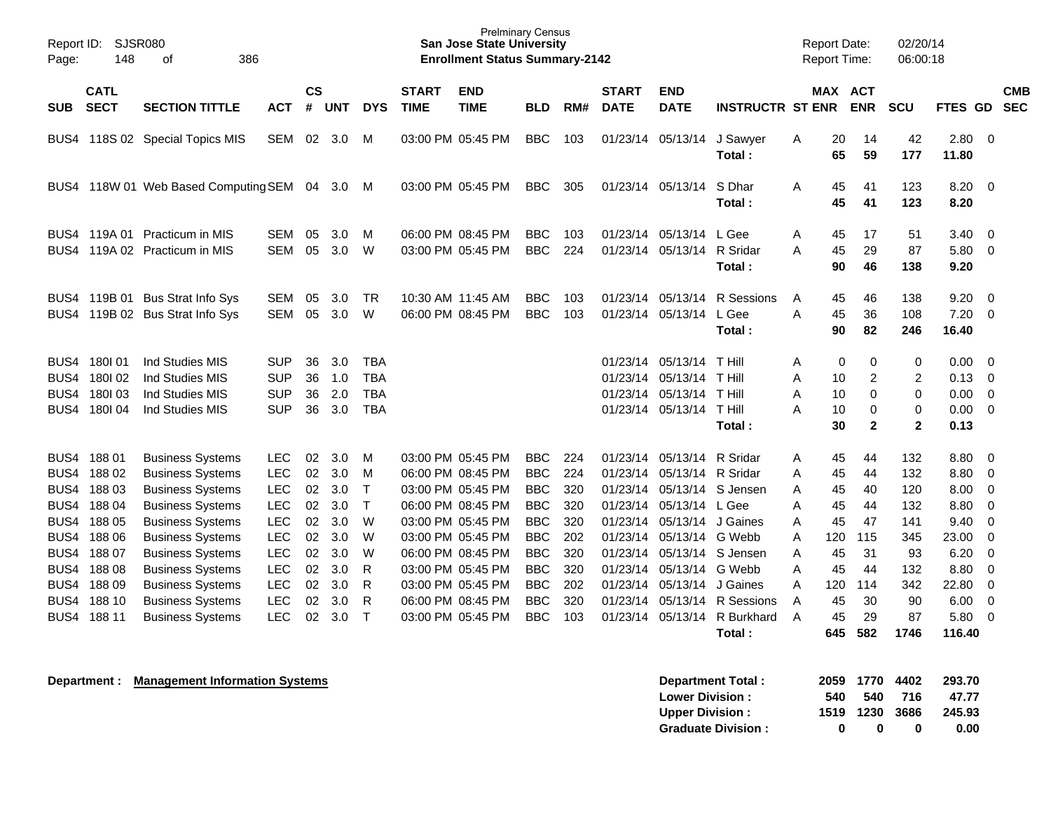Prelminary Census
**San Jose State University**
**Enrollment Status Summary-2142**

Report ID: SJSR080
Report Date: 02/20/14
Report Time: 06:00:18

| SUB | CATL SECT | SECTION TITTLE | ACT | CS # | UNT | DYS | START TIME | END TIME | BLD | RM# | START DATE | END DATE | INSTRUCTR | ST | MAX ENR | ACT ENR | SCU | FTES | GD | CMB SEC |
|---|---|---|---|---|---|---|---|---|---|---|---|---|---|---|---|---|---|---|---|---|
| BUS4 | 118S 02 | Special Topics MIS | SEM | 02 | 3.0 | M | 03:00 PM | 05:45 PM | BBC | 103 | 01/23/14 | 05/13/14 | J Sawyer | A | 20 | 14 | 42 | 2.80 | 0 | |
| | | | | | | | | | | | | | **Total :** | | **65** | **59** | **177** | **11.80** | | |
| BUS4 | 118W 01 | Web Based Computing | SEM | 04 | 3.0 | M | 03:00 PM | 05:45 PM | BBC | 305 | 01/23/14 | 05/13/14 | S Dhar | A | 45 | 41 | 123 | 8.20 | 0 | |
| | | | | | | | | | | | | | **Total :** | | **45** | **41** | **123** | **8.20** | | |
| BUS4 | 119A 01 | Practicum in MIS | SEM | 05 | 3.0 | M | 06:00 PM | 08:45 PM | BBC | 103 | 01/23/14 | 05/13/14 | L Gee | A | 45 | 17 | 51 | 3.40 | 0 | |
| BUS4 | 119A 02 | Practicum in MIS | SEM | 05 | 3.0 | W | 03:00 PM | 05:45 PM | BBC | 224 | 01/23/14 | 05/13/14 | R Sridar | A | 45 | 29 | 87 | 5.80 | 0 | |
| | | | | | | | | | | | | | **Total :** | | **90** | **46** | **138** | **9.20** | | |
| BUS4 | 119B 01 | Bus Strat Info Sys | SEM | 05 | 3.0 | TR | 10:30 AM | 11:45 AM | BBC | 103 | 01/23/14 | 05/13/14 | R Sessions | A | 45 | 46 | 138 | 9.20 | 0 | |
| BUS4 | 119B 02 | Bus Strat Info Sys | SEM | 05 | 3.0 | W | 06:00 PM | 08:45 PM | BBC | 103 | 01/23/14 | 05/13/14 | L Gee | A | 45 | 36 | 108 | 7.20 | 0 | |
| | | | | | | | | | | | | | **Total :** | | **90** | **82** | **246** | **16.40** | | |
| BUS4 | 180I 01 | Ind Studies MIS | SUP | 36 | 3.0 | TBA | | | | | 01/23/14 | 05/13/14 | T Hill | A | 0 | 0 | 0 | 0.00 | 0 | |
| BUS4 | 180I 02 | Ind Studies MIS | SUP | 36 | 1.0 | TBA | | | | | 01/23/14 | 05/13/14 | T Hill | A | 10 | 2 | 2 | 0.13 | 0 | |
| BUS4 | 180I 03 | Ind Studies MIS | SUP | 36 | 2.0 | TBA | | | | | 01/23/14 | 05/13/14 | T Hill | A | 10 | 0 | 0 | 0.00 | 0 | |
| BUS4 | 180I 04 | Ind Studies MIS | SUP | 36 | 3.0 | TBA | | | | | 01/23/14 | 05/13/14 | T Hill | A | 10 | 0 | 0 | 0.00 | 0 | |
| | | | | | | | | | | | | | **Total :** | | **30** | **2** | **2** | **0.13** | | |
| BUS4 | 188 01 | Business Systems | LEC | 02 | 3.0 | M | 03:00 PM | 05:45 PM | BBC | 224 | 01/23/14 | 05/13/14 | R Sridar | A | 45 | 44 | 132 | 8.80 | 0 | |
| BUS4 | 188 02 | Business Systems | LEC | 02 | 3.0 | M | 06:00 PM | 08:45 PM | BBC | 224 | 01/23/14 | 05/13/14 | R Sridar | A | 45 | 44 | 132 | 8.80 | 0 | |
| BUS4 | 188 03 | Business Systems | LEC | 02 | 3.0 | T | 03:00 PM | 05:45 PM | BBC | 320 | 01/23/14 | 05/13/14 | S Jensen | A | 45 | 40 | 120 | 8.00 | 0 | |
| BUS4 | 188 04 | Business Systems | LEC | 02 | 3.0 | T | 06:00 PM | 08:45 PM | BBC | 320 | 01/23/14 | 05/13/14 | L Gee | A | 45 | 44 | 132 | 8.80 | 0 | |
| BUS4 | 188 05 | Business Systems | LEC | 02 | 3.0 | W | 03:00 PM | 05:45 PM | BBC | 320 | 01/23/14 | 05/13/14 | J Gaines | A | 45 | 47 | 141 | 9.40 | 0 | |
| BUS4 | 188 06 | Business Systems | LEC | 02 | 3.0 | W | 03:00 PM | 05:45 PM | BBC | 202 | 01/23/14 | 05/13/14 | G Webb | A | 120 | 115 | 345 | 23.00 | 0 | |
| BUS4 | 188 07 | Business Systems | LEC | 02 | 3.0 | W | 06:00 PM | 08:45 PM | BBC | 320 | 01/23/14 | 05/13/14 | S Jensen | A | 45 | 31 | 93 | 6.20 | 0 | |
| BUS4 | 188 08 | Business Systems | LEC | 02 | 3.0 | R | 03:00 PM | 05:45 PM | BBC | 320 | 01/23/14 | 05/13/14 | G Webb | A | 45 | 44 | 132 | 8.80 | 0 | |
| BUS4 | 188 09 | Business Systems | LEC | 02 | 3.0 | R | 03:00 PM | 05:45 PM | BBC | 202 | 01/23/14 | 05/13/14 | J Gaines | A | 120 | 114 | 342 | 22.80 | 0 | |
| BUS4 | 188 10 | Business Systems | LEC | 02 | 3.0 | R | 06:00 PM | 08:45 PM | BBC | 320 | 01/23/14 | 05/13/14 | R Sessions | A | 45 | 30 | 90 | 6.00 | 0 | |
| BUS4 | 188 11 | Business Systems | LEC | 02 | 3.0 | T | 03:00 PM | 05:45 PM | BBC | 103 | 01/23/14 | 05/13/14 | R Burkhard | A | 45 | 29 | 87 | 5.80 | 0 | |
| | | | | | | | | | | | | | **Total :** | | **645** | **582** | **1746** | **116.40** | | |

**Department : Management Information Systems**

| | MAX ENR | ACT ENR | SCU | FTES |
|---|---|---|---|---|
| **Department Total :** | **2059** | **1770** | **4402** | **293.70** |
| **Lower Division :** | **540** | **540** | **716** | **47.77** |
| **Upper Division :** | **1519** | **1230** | **3686** | **245.93** |
| **Graduate Division :** | **0** | **0** | **0** | **0.00** |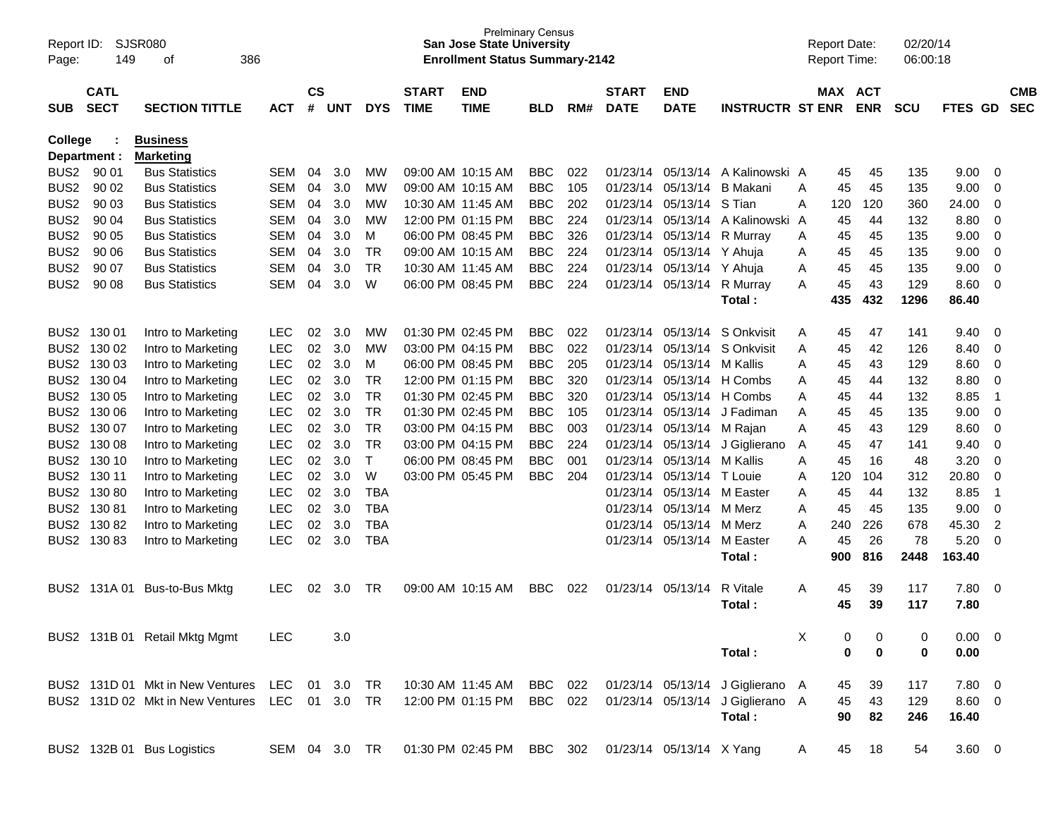Prelminary Census
**San Jose State University**
**Enrollment Status Summary-2142**

Report ID: SJSR080
Report Date: 02/20/14
Report Time: 06:00:18

| SUB | CATL SECT | SECTION TITTLE | ACT | CS # | UNT | DYS | START TIME | END TIME | BLD | RM# | START DATE | END DATE | INSTRUCTR | ST | MAX ENR | ACT ENR | SCU | FTES | GD | CMB SEC |
|---|---|---|---|---|---|---|---|---|---|---|---|---|---|---|---|---|---|---|---|---|
| **College** | **:** | **Business** | | | | | | | | | | | | | | | | | | |
| **Department :** | | **Marketing** | | | | | | | | | | | | | | | | | | |
| BUS2 | 90 01 | Bus Statistics | SEM | 04 | 3.0 | MW | 09:00 AM | 10:15 AM | BBC | 022 | 01/23/14 | 05/13/14 | A Kalinowski | A | 45 | 45 | 135 | 9.00 | 0 | |
| BUS2 | 90 02 | Bus Statistics | SEM | 04 | 3.0 | MW | 09:00 AM | 10:15 AM | BBC | 105 | 01/23/14 | 05/13/14 | B Makani | A | 45 | 45 | 135 | 9.00 | 0 | |
| BUS2 | 90 03 | Bus Statistics | SEM | 04 | 3.0 | MW | 10:30 AM | 11:45 AM | BBC | 202 | 01/23/14 | 05/13/14 | S Tian | A | 120 | 120 | 360 | 24.00 | 0 | |
| BUS2 | 90 04 | Bus Statistics | SEM | 04 | 3.0 | MW | 12:00 PM | 01:15 PM | BBC | 224 | 01/23/14 | 05/13/14 | A Kalinowski | A | 45 | 44 | 132 | 8.80 | 0 | |
| BUS2 | 90 05 | Bus Statistics | SEM | 04 | 3.0 | M | 06:00 PM | 08:45 PM | BBC | 326 | 01/23/14 | 05/13/14 | R Murray | A | 45 | 45 | 135 | 9.00 | 0 | |
| BUS2 | 90 06 | Bus Statistics | SEM | 04 | 3.0 | TR | 09:00 AM | 10:15 AM | BBC | 224 | 01/23/14 | 05/13/14 | Y Ahuja | A | 45 | 45 | 135 | 9.00 | 0 | |
| BUS2 | 90 07 | Bus Statistics | SEM | 04 | 3.0 | TR | 10:30 AM | 11:45 AM | BBC | 224 | 01/23/14 | 05/13/14 | Y Ahuja | A | 45 | 45 | 135 | 9.00 | 0 | |
| BUS2 | 90 08 | Bus Statistics | SEM | 04 | 3.0 | W | 06:00 PM | 08:45 PM | BBC | 224 | 01/23/14 | 05/13/14 | R Murray | A | 45 | 43 | 129 | 8.60 | 0 | |
| | | | | | | | | | | | | | **Total :** | | **435** | **432** | **1296** | **86.40** | | |
| BUS2 | 130 01 | Intro to Marketing | LEC | 02 | 3.0 | MW | 01:30 PM | 02:45 PM | BBC | 022 | 01/23/14 | 05/13/14 | S Onkvisit | A | 45 | 47 | 141 | 9.40 | 0 | |
| BUS2 | 130 02 | Intro to Marketing | LEC | 02 | 3.0 | MW | 03:00 PM | 04:15 PM | BBC | 022 | 01/23/14 | 05/13/14 | S Onkvisit | A | 45 | 42 | 126 | 8.40 | 0 | |
| BUS2 | 130 03 | Intro to Marketing | LEC | 02 | 3.0 | M | 06:00 PM | 08:45 PM | BBC | 205 | 01/23/14 | 05/13/14 | M Kallis | A | 45 | 43 | 129 | 8.60 | 0 | |
| BUS2 | 130 04 | Intro to Marketing | LEC | 02 | 3.0 | TR | 12:00 PM | 01:15 PM | BBC | 320 | 01/23/14 | 05/13/14 | H Combs | A | 45 | 44 | 132 | 8.80 | 0 | |
| BUS2 | 130 05 | Intro to Marketing | LEC | 02 | 3.0 | TR | 01:30 PM | 02:45 PM | BBC | 320 | 01/23/14 | 05/13/14 | H Combs | A | 45 | 44 | 132 | 8.85 | 1 | |
| BUS2 | 130 06 | Intro to Marketing | LEC | 02 | 3.0 | TR | 01:30 PM | 02:45 PM | BBC | 105 | 01/23/14 | 05/13/14 | J Fadiman | A | 45 | 45 | 135 | 9.00 | 0 | |
| BUS2 | 130 07 | Intro to Marketing | LEC | 02 | 3.0 | TR | 03:00 PM | 04:15 PM | BBC | 003 | 01/23/14 | 05/13/14 | M Rajan | A | 45 | 43 | 129 | 8.60 | 0 | |
| BUS2 | 130 08 | Intro to Marketing | LEC | 02 | 3.0 | TR | 03:00 PM | 04:15 PM | BBC | 224 | 01/23/14 | 05/13/14 | J Giglierano | A | 45 | 47 | 141 | 9.40 | 0 | |
| BUS2 | 130 10 | Intro to Marketing | LEC | 02 | 3.0 | T | 06:00 PM | 08:45 PM | BBC | 001 | 01/23/14 | 05/13/14 | M Kallis | A | 45 | 16 | 48 | 3.20 | 0 | |
| BUS2 | 130 11 | Intro to Marketing | LEC | 02 | 3.0 | W | 03:00 PM | 05:45 PM | BBC | 204 | 01/23/14 | 05/13/14 | T Louie | A | 120 | 104 | 312 | 20.80 | 0 | |
| BUS2 | 130 80 | Intro to Marketing | LEC | 02 | 3.0 | TBA | | | | | 01/23/14 | 05/13/14 | M Easter | A | 45 | 44 | 132 | 8.85 | 1 | |
| BUS2 | 130 81 | Intro to Marketing | LEC | 02 | 3.0 | TBA | | | | | 01/23/14 | 05/13/14 | M Merz | A | 45 | 45 | 135 | 9.00 | 0 | |
| BUS2 | 130 82 | Intro to Marketing | LEC | 02 | 3.0 | TBA | | | | | 01/23/14 | 05/13/14 | M Merz | A | 240 | 226 | 678 | 45.30 | 2 | |
| BUS2 | 130 83 | Intro to Marketing | LEC | 02 | 3.0 | TBA | | | | | 01/23/14 | 05/13/14 | M Easter | A | 45 | 26 | 78 | 5.20 | 0 | |
| | | | | | | | | | | | | | **Total :** | | **900** | **816** | **2448** | **163.40** | | |
| BUS2 | 131A 01 | Bus-to-Bus Mktg | LEC | 02 | 3.0 | TR | 09:00 AM | 10:15 AM | BBC | 022 | 01/23/14 | 05/13/14 | R Vitale | A | 45 | 39 | 117 | 7.80 | 0 | |
| | | | | | | | | | | | | | **Total :** | | **45** | **39** | **117** | **7.80** | | |
| BUS2 | 131B 01 | Retail Mktg Mgmt | LEC | | 3.0 | | | | | | | | | X | 0 | 0 | 0 | 0.00 | 0 | |
| | | | | | | | | | | | | | **Total :** | | **0** | **0** | **0** | **0.00** | | |
| BUS2 | 131D 01 | Mkt in New Ventures | LEC | 01 | 3.0 | TR | 10:30 AM | 11:45 AM | BBC | 022 | 01/23/14 | 05/13/14 | J Giglierano | A | 45 | 39 | 117 | 7.80 | 0 | |
| BUS2 | 131D 02 | Mkt in New Ventures | LEC | 01 | 3.0 | TR | 12:00 PM | 01:15 PM | BBC | 022 | 01/23/14 | 05/13/14 | J Giglierano | A | 45 | 43 | 129 | 8.60 | 0 | |
| | | | | | | | | | | | | | **Total :** | | **90** | **82** | **246** | **16.40** | | |
| BUS2 | 132B 01 | Bus Logistics | SEM | 04 | 3.0 | TR | 01:30 PM | 02:45 PM | BBC | 302 | 01/23/14 | 05/13/14 | X Yang | A | 45 | 18 | 54 | 3.60 | 0 | |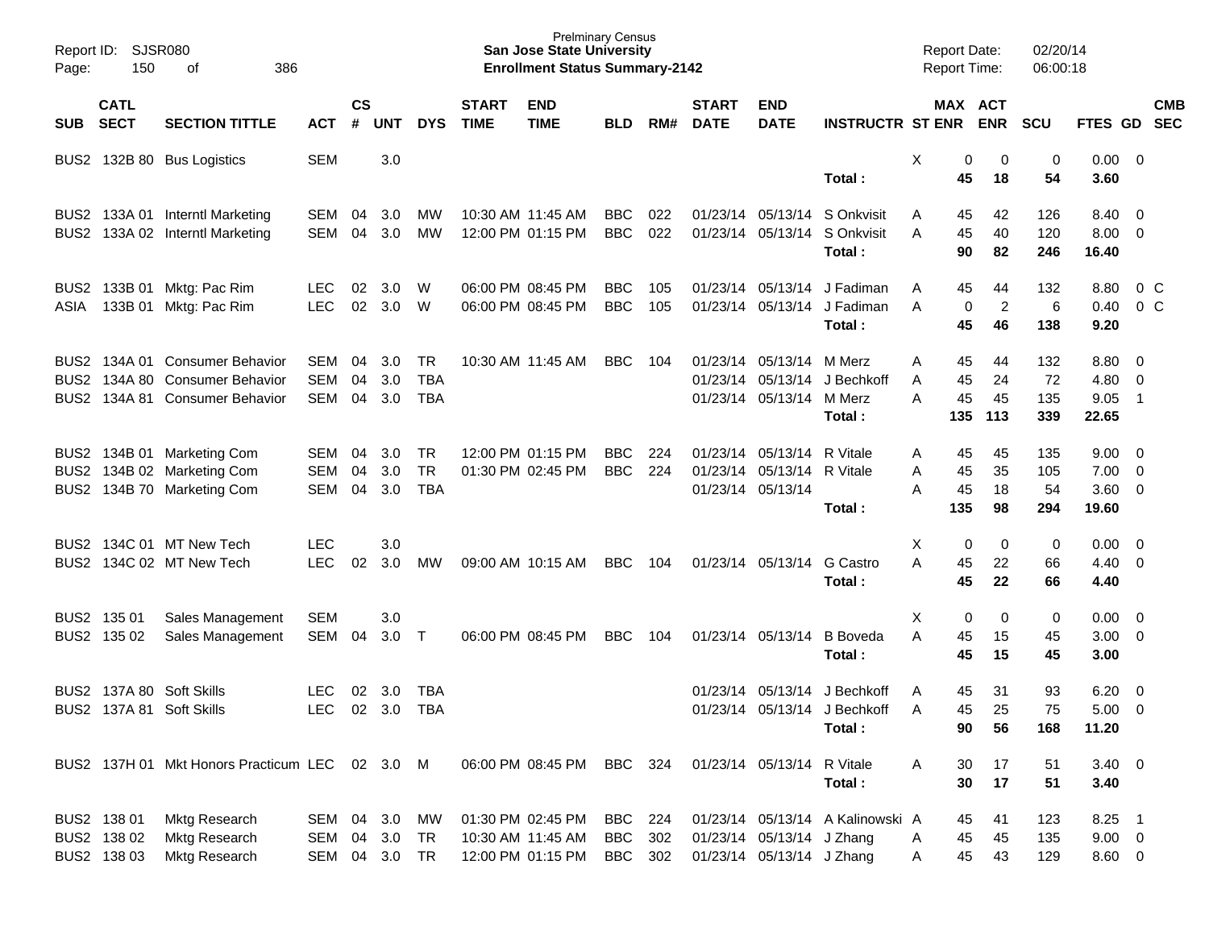Prelminary Census
**San Jose State University**
**Enrollment Status Summary-2142**

Report ID: SJSR080
Report Date: 02/20/14
Report Time: 06:00:18

| SUB | CATL SECT | SECTION TITTLE | ACT | CS # | UNT | DYS | START TIME | END TIME | BLD | RM# | START DATE | END DATE | INSTRUCTR | ST | MAX ENR | ACT ENR | SCU | FTES | GD | CMB SEC |
|---|---|---|---|---|---|---|---|---|---|---|---|---|---|---|---|---|---|---|---|---|
| BUS2 | 132B 80 | Bus Logistics | SEM | | 3.0 | | | | | | | | | X | 0 | 0 | 0 | 0.00 | 0 | |
| | | | | | | | | | | | | | **Total :** | | **45** | **18** | **54** | **3.60** | | |
| BUS2 | 133A 01 | Interntl Marketing | SEM | 04 | 3.0 | MW | 10:30 AM | 11:45 AM | BBC | 022 | 01/23/14 | 05/13/14 | S Onkvisit | A | 45 | 42 | 126 | 8.40 | 0 | |
| BUS2 | 133A 02 | Interntl Marketing | SEM | 04 | 3.0 | MW | 12:00 PM | 01:15 PM | BBC | 022 | 01/23/14 | 05/13/14 | S Onkvisit | A | 45 | 40 | 120 | 8.00 | 0 | |
| | | | | | | | | | | | | | **Total :** | | **90** | **82** | **246** | **16.40** | | |
| BUS2 | 133B 01 | Mktg: Pac Rim | LEC | 02 | 3.0 | W | 06:00 PM | 08:45 PM | BBC | 105 | 01/23/14 | 05/13/14 | J Fadiman | A | 45 | 44 | 132 | 8.80 | 0 | C |
| ASIA | 133B 01 | Mktg: Pac Rim | LEC | 02 | 3.0 | W | 06:00 PM | 08:45 PM | BBC | 105 | 01/23/14 | 05/13/14 | J Fadiman | A | 0 | 2 | 6 | 0.40 | 0 | C |
| | | | | | | | | | | | | | **Total :** | | **45** | **46** | **138** | **9.20** | | |
| BUS2 | 134A 01 | Consumer Behavior | SEM | 04 | 3.0 | TR | 10:30 AM | 11:45 AM | BBC | 104 | 01/23/14 | 05/13/14 | M Merz | A | 45 | 44 | 132 | 8.80 | 0 | |
| BUS2 | 134A 80 | Consumer Behavior | SEM | 04 | 3.0 | TBA | | | | | 01/23/14 | 05/13/14 | J Bechkoff | A | 45 | 24 | 72 | 4.80 | 0 | |
| BUS2 | 134A 81 | Consumer Behavior | SEM | 04 | 3.0 | TBA | | | | | 01/23/14 | 05/13/14 | M Merz | A | 45 | 45 | 135 | 9.05 | 1 | |
| | | | | | | | | | | | | | **Total :** | | **135** | **113** | **339** | **22.65** | | |
| BUS2 | 134B 01 | Marketing Com | SEM | 04 | 3.0 | TR | 12:00 PM | 01:15 PM | BBC | 224 | 01/23/14 | 05/13/14 | R Vitale | A | 45 | 45 | 135 | 9.00 | 0 | |
| BUS2 | 134B 02 | Marketing Com | SEM | 04 | 3.0 | TR | 01:30 PM | 02:45 PM | BBC | 224 | 01/23/14 | 05/13/14 | R Vitale | A | 45 | 35 | 105 | 7.00 | 0 | |
| BUS2 | 134B 70 | Marketing Com | SEM | 04 | 3.0 | TBA | | | | | 01/23/14 | 05/13/14 | | A | 45 | 18 | 54 | 3.60 | 0 | |
| | | | | | | | | | | | | | **Total :** | | **135** | **98** | **294** | **19.60** | | |
| BUS2 | 134C 01 | MT New Tech | LEC | | 3.0 | | | | | | | | | X | 0 | 0 | 0 | 0.00 | 0 | |
| BUS2 | 134C 02 | MT New Tech | LEC | 02 | 3.0 | MW | 09:00 AM | 10:15 AM | BBC | 104 | 01/23/14 | 05/13/14 | G Castro | A | 45 | 22 | 66 | 4.40 | 0 | |
| | | | | | | | | | | | | | **Total :** | | **45** | **22** | **66** | **4.40** | | |
| BUS2 | 135 01 | Sales Management | SEM | | 3.0 | | | | | | | | | X | 0 | 0 | 0 | 0.00 | 0 | |
| BUS2 | 135 02 | Sales Management | SEM | 04 | 3.0 | T | 06:00 PM | 08:45 PM | BBC | 104 | 01/23/14 | 05/13/14 | B Boveda | A | 45 | 15 | 45 | 3.00 | 0 | |
| | | | | | | | | | | | | | **Total :** | | **45** | **15** | **45** | **3.00** | | |
| BUS2 | 137A 80 | Soft Skills | LEC | 02 | 3.0 | TBA | | | | | 01/23/14 | 05/13/14 | J Bechkoff | A | 45 | 31 | 93 | 6.20 | 0 | |
| BUS2 | 137A 81 | Soft Skills | LEC | 02 | 3.0 | TBA | | | | | 01/23/14 | 05/13/14 | J Bechkoff | A | 45 | 25 | 75 | 5.00 | 0 | |
| | | | | | | | | | | | | | **Total :** | | **90** | **56** | **168** | **11.20** | | |
| BUS2 | 137H 01 | Mkt Honors Practicum | LEC | 02 | 3.0 | M | 06:00 PM | 08:45 PM | BBC | 324 | 01/23/14 | 05/13/14 | R Vitale | A | 30 | 17 | 51 | 3.40 | 0 | |
| | | | | | | | | | | | | | **Total :** | | **30** | **17** | **51** | **3.40** | | |
| BUS2 | 138 01 | Mktg Research | SEM | 04 | 3.0 | MW | 01:30 PM | 02:45 PM | BBC | 224 | 01/23/14 | 05/13/14 | A Kalinowski | A | 45 | 41 | 123 | 8.25 | 1 | |
| BUS2 | 138 02 | Mktg Research | SEM | 04 | 3.0 | TR | 10:30 AM | 11:45 AM | BBC | 302 | 01/23/14 | 05/13/14 | J Zhang | A | 45 | 45 | 135 | 9.00 | 0 | |
| BUS2 | 138 03 | Mktg Research | SEM | 04 | 3.0 | TR | 12:00 PM | 01:15 PM | BBC | 302 | 01/23/14 | 05/13/14 | J Zhang | A | 45 | 43 | 129 | 8.60 | 0 | |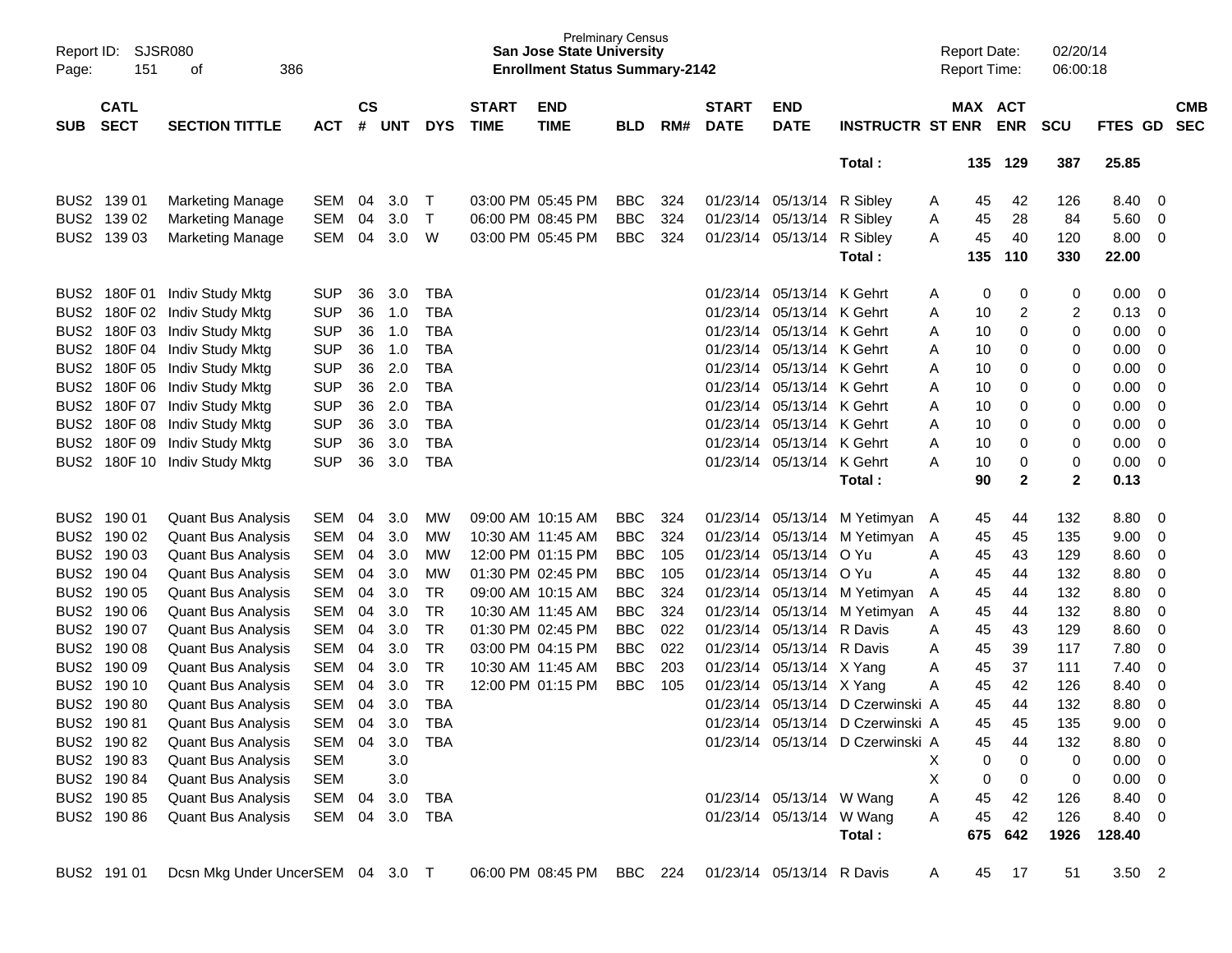Prelminary Census
**San Jose State University**
**Enrollment Status Summary-2142**

Report ID: SJSR080
Report Date: 02/20/14
Report Time: 06:00:18

| SUB | CATL SECT | SECTION TITTLE | ACT | CS # | UNT | DYS | START TIME | END TIME | BLD | RM# | START DATE | END DATE | INSTRUCTR | ST | MAX ENR | ACT ENR | SCU | FTES | GD | CMB SEC |
|---|---|---|---|---|---|---|---|---|---|---|---|---|---|---|---|---|---|---|---|---|
| | | | | | | | | | | | | | Total : | | 135 | 129 | 387 | 25.85 | | |
| BUS2 | 139 01 | Marketing Manage | SEM | 04 | 3.0 | T | 03:00 PM | 05:45 PM | BBC | 324 | 01/23/14 | 05/13/14 | R Sibley | A | 45 | 42 | 126 | 8.40 | 0 | |
| BUS2 | 139 02 | Marketing Manage | SEM | 04 | 3.0 | T | 06:00 PM | 08:45 PM | BBC | 324 | 01/23/14 | 05/13/14 | R Sibley | A | 45 | 28 | 84 | 5.60 | 0 | |
| BUS2 | 139 03 | Marketing Manage | SEM | 04 | 3.0 | W | 03:00 PM | 05:45 PM | BBC | 324 | 01/23/14 | 05/13/14 | R Sibley | A | 45 | 40 | 120 | 8.00 | 0 | |
| | | | | | | | | | | | | | Total : | | 135 | 110 | 330 | 22.00 | | |
| BUS2 | 180F 01 | Indiv Study Mktg | SUP | 36 | 3.0 | TBA | | | | | 01/23/14 | 05/13/14 | K Gehrt | A | 0 | 0 | 0 | 0.00 | 0 | |
| BUS2 | 180F 02 | Indiv Study Mktg | SUP | 36 | 1.0 | TBA | | | | | 01/23/14 | 05/13/14 | K Gehrt | A | 10 | 2 | 2 | 0.13 | 0 | |
| BUS2 | 180F 03 | Indiv Study Mktg | SUP | 36 | 1.0 | TBA | | | | | 01/23/14 | 05/13/14 | K Gehrt | A | 10 | 0 | 0 | 0.00 | 0 | |
| BUS2 | 180F 04 | Indiv Study Mktg | SUP | 36 | 1.0 | TBA | | | | | 01/23/14 | 05/13/14 | K Gehrt | A | 10 | 0 | 0 | 0.00 | 0 | |
| BUS2 | 180F 05 | Indiv Study Mktg | SUP | 36 | 2.0 | TBA | | | | | 01/23/14 | 05/13/14 | K Gehrt | A | 10 | 0 | 0 | 0.00 | 0 | |
| BUS2 | 180F 06 | Indiv Study Mktg | SUP | 36 | 2.0 | TBA | | | | | 01/23/14 | 05/13/14 | K Gehrt | A | 10 | 0 | 0 | 0.00 | 0 | |
| BUS2 | 180F 07 | Indiv Study Mktg | SUP | 36 | 2.0 | TBA | | | | | 01/23/14 | 05/13/14 | K Gehrt | A | 10 | 0 | 0 | 0.00 | 0 | |
| BUS2 | 180F 08 | Indiv Study Mktg | SUP | 36 | 3.0 | TBA | | | | | 01/23/14 | 05/13/14 | K Gehrt | A | 10 | 0 | 0 | 0.00 | 0 | |
| BUS2 | 180F 09 | Indiv Study Mktg | SUP | 36 | 3.0 | TBA | | | | | 01/23/14 | 05/13/14 | K Gehrt | A | 10 | 0 | 0 | 0.00 | 0 | |
| BUS2 | 180F 10 | Indiv Study Mktg | SUP | 36 | 3.0 | TBA | | | | | 01/23/14 | 05/13/14 | K Gehrt | A | 10 | 0 | 0 | 0.00 | 0 | |
| | | | | | | | | | | | | | Total : | | 90 | 2 | 2 | 0.13 | | |
| BUS2 | 190 01 | Quant Bus Analysis | SEM | 04 | 3.0 | MW | 09:00 AM | 10:15 AM | BBC | 324 | 01/23/14 | 05/13/14 | M Yetimyan | A | 45 | 44 | 132 | 8.80 | 0 | |
| BUS2 | 190 02 | Quant Bus Analysis | SEM | 04 | 3.0 | MW | 10:30 AM | 11:45 AM | BBC | 324 | 01/23/14 | 05/13/14 | M Yetimyan | A | 45 | 45 | 135 | 9.00 | 0 | |
| BUS2 | 190 03 | Quant Bus Analysis | SEM | 04 | 3.0 | MW | 12:00 PM | 01:15 PM | BBC | 105 | 01/23/14 | 05/13/14 | O Yu | A | 45 | 43 | 129 | 8.60 | 0 | |
| BUS2 | 190 04 | Quant Bus Analysis | SEM | 04 | 3.0 | MW | 01:30 PM | 02:45 PM | BBC | 105 | 01/23/14 | 05/13/14 | O Yu | A | 45 | 44 | 132 | 8.80 | 0 | |
| BUS2 | 190 05 | Quant Bus Analysis | SEM | 04 | 3.0 | TR | 09:00 AM | 10:15 AM | BBC | 324 | 01/23/14 | 05/13/14 | M Yetimyan | A | 45 | 44 | 132 | 8.80 | 0 | |
| BUS2 | 190 06 | Quant Bus Analysis | SEM | 04 | 3.0 | TR | 10:30 AM | 11:45 AM | BBC | 324 | 01/23/14 | 05/13/14 | M Yetimyan | A | 45 | 44 | 132 | 8.80 | 0 | |
| BUS2 | 190 07 | Quant Bus Analysis | SEM | 04 | 3.0 | TR | 01:30 PM | 02:45 PM | BBC | 022 | 01/23/14 | 05/13/14 | R Davis | A | 45 | 43 | 129 | 8.60 | 0 | |
| BUS2 | 190 08 | Quant Bus Analysis | SEM | 04 | 3.0 | TR | 03:00 PM | 04:15 PM | BBC | 022 | 01/23/14 | 05/13/14 | R Davis | A | 45 | 39 | 117 | 7.80 | 0 | |
| BUS2 | 190 09 | Quant Bus Analysis | SEM | 04 | 3.0 | TR | 10:30 AM | 11:45 AM | BBC | 203 | 01/23/14 | 05/13/14 | X Yang | A | 45 | 37 | 111 | 7.40 | 0 | |
| BUS2 | 190 10 | Quant Bus Analysis | SEM | 04 | 3.0 | TR | 12:00 PM | 01:15 PM | BBC | 105 | 01/23/14 | 05/13/14 | X Yang | A | 45 | 42 | 126 | 8.40 | 0 | |
| BUS2 | 190 80 | Quant Bus Analysis | SEM | 04 | 3.0 | TBA | | | | | 01/23/14 | 05/13/14 | D Czerwinski | A | 45 | 44 | 132 | 8.80 | 0 | |
| BUS2 | 190 81 | Quant Bus Analysis | SEM | 04 | 3.0 | TBA | | | | | 01/23/14 | 05/13/14 | D Czerwinski | A | 45 | 45 | 135 | 9.00 | 0 | |
| BUS2 | 190 82 | Quant Bus Analysis | SEM | 04 | 3.0 | TBA | | | | | 01/23/14 | 05/13/14 | D Czerwinski | A | 45 | 44 | 132 | 8.80 | 0 | |
| BUS2 | 190 83 | Quant Bus Analysis | SEM | | 3.0 | | | | | | | | | X | 0 | 0 | 0 | 0.00 | 0 | |
| BUS2 | 190 84 | Quant Bus Analysis | SEM | | 3.0 | | | | | | | | | X | 0 | 0 | 0 | 0.00 | 0 | |
| BUS2 | 190 85 | Quant Bus Analysis | SEM | 04 | 3.0 | TBA | | | | | 01/23/14 | 05/13/14 | W Wang | A | 45 | 42 | 126 | 8.40 | 0 | |
| BUS2 | 190 86 | Quant Bus Analysis | SEM | 04 | 3.0 | TBA | | | | | 01/23/14 | 05/13/14 | W Wang | A | 45 | 42 | 126 | 8.40 | 0 | |
| | | | | | | | | | | | | | Total : | | 675 | 642 | 1926 | 128.40 | | |
| BUS2 | 191 01 | Dcsn Mkg Under Uncer | SEM | 04 | 3.0 | T | 06:00 PM | 08:45 PM | BBC | 224 | 01/23/14 | 05/13/14 | R Davis | A | 45 | 17 | 51 | 3.50 | 2 | |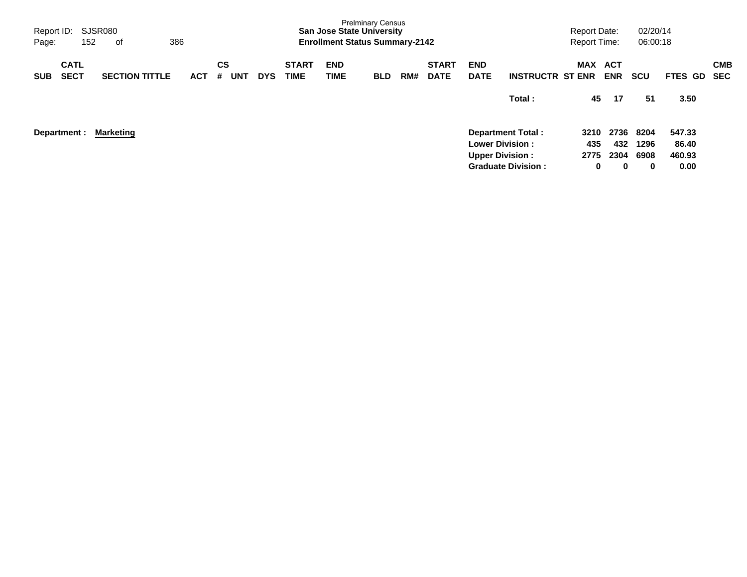| SUB | CATL SECT | SECTION TITTLE | ACT | CS # | UNT | DYS | START TIME | END TIME | BLD | RM# | START DATE | END DATE | INSTRUCTR | MAX ST ENR | ACT ENR | SCU | FTES | GD | CMB SEC |
|---|---|---|---|---|---|---|---|---|---|---|---|---|---|---|---|---|---|---|---|
| | | | | | | | | | | | | | **Total :** | **45** | **17** | **51** | **3.50** | | |

**Department : Marketing**

| | MAX ST ENR | ACT ENR | SCU | FTES |
|---|---|---|---|---|
| **Department Total :** | **3210** | **2736** | **8204** | **547.33** |
| **Lower Division :** | **435** | **432** | **1296** | **86.40** |
| **Upper Division :** | **2775** | **2304** | **6908** | **460.93** |
| **Graduate Division :** | **0** | **0** | **0** | **0.00** |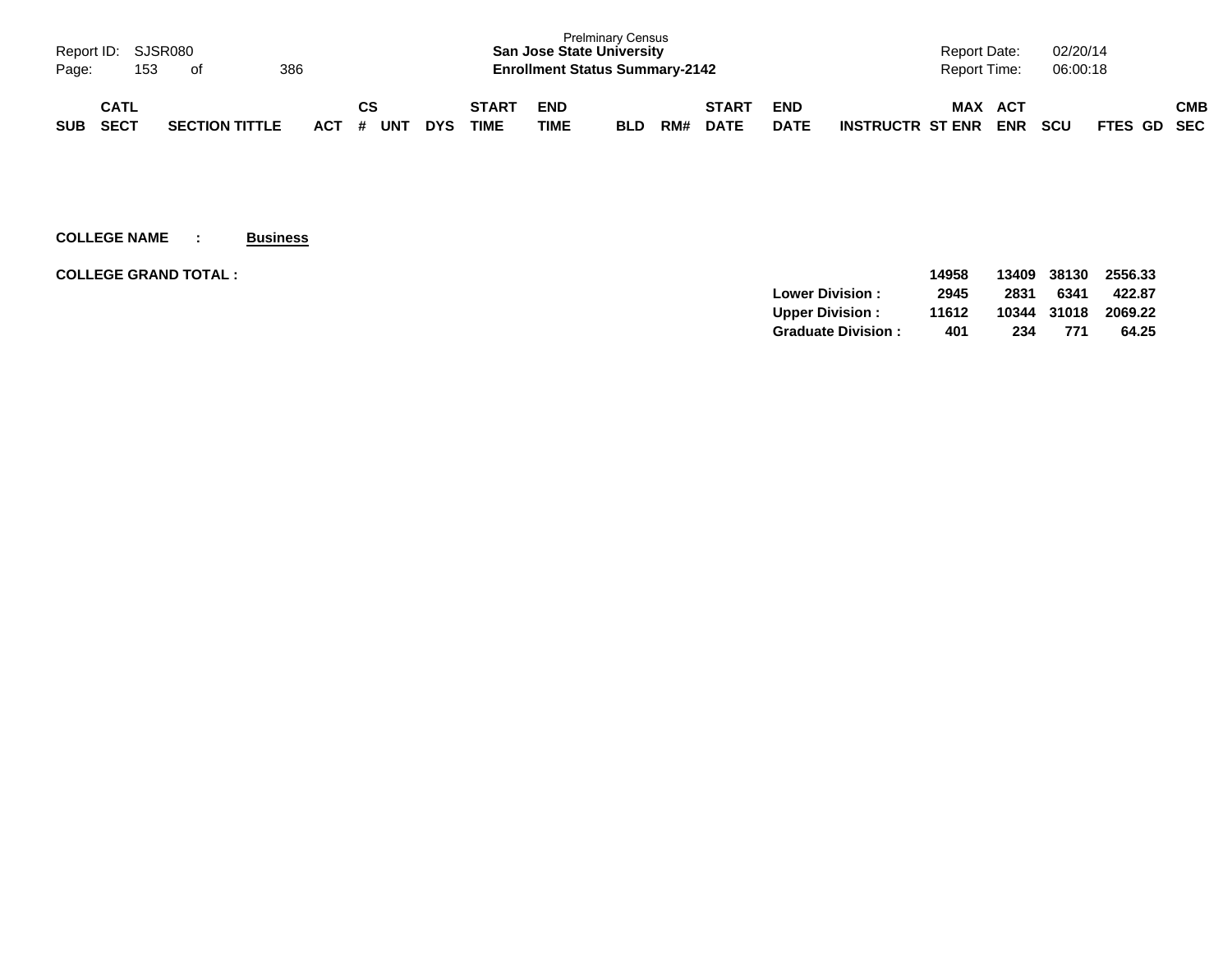| SUB | CATL SECT | SECTION TITTLE | ACT | CS # | UNT | DYS | START TIME | END TIME | BLD | RM# | START DATE | END DATE | INSTRUCTR | MAX ST ENR | ACT ENR | SCU | FTES | GD | CMB SEC |
|---|---|---|---|---|---|---|---|---|---|---|---|---|---|---|---|---|---|---|---|

**COLLEGE NAME : Business**

**COLLEGE GRAND TOTAL :**

| | MAX ST ENR | ACT ENR | SCU | FTES |
|---|---|---|---|---|
| | **14958** | **13409** | **38130** | **2556.33** |
| **Lower Division :** | **2945** | **2831** | **6341** | **422.87** |
| **Upper Division :** | **11612** | **10344** | **31018** | **2069.22** |
| **Graduate Division :** | **401** | **234** | **771** | **64.25** |